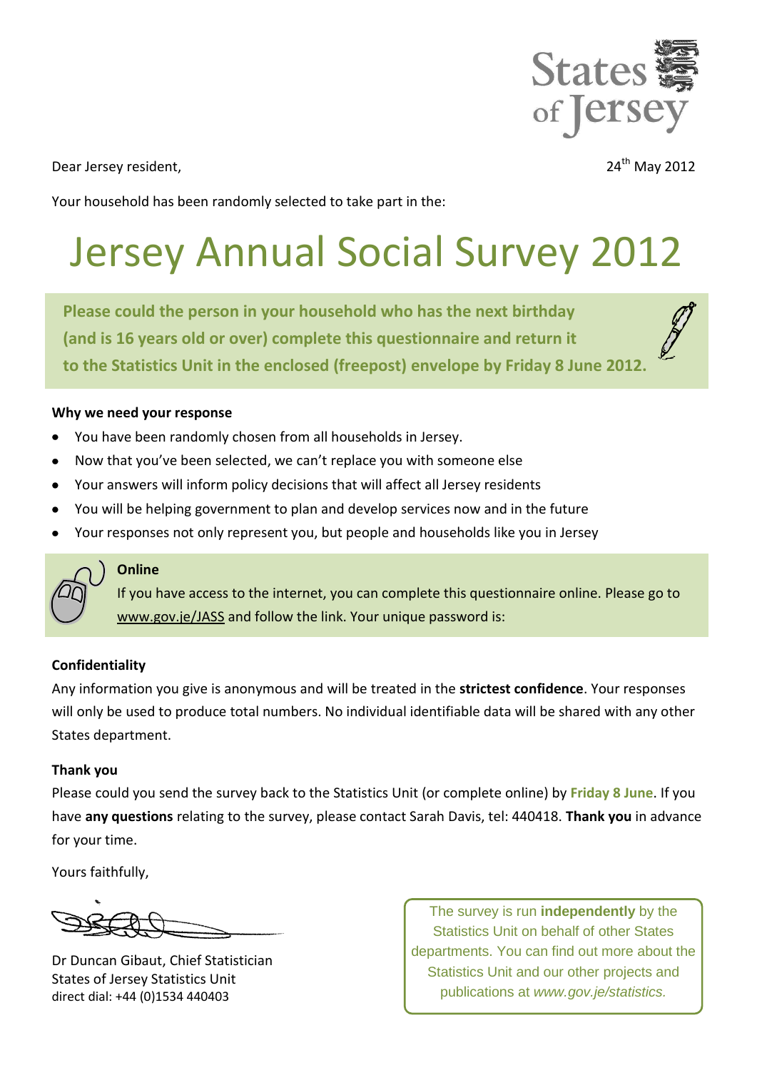States of Jersey

Dear Jersey resident,

24th May 2012

Your household has been randomly selected to take part in the:

# Jersey Annual Social Survey 2012

**Please could the person in your household who has the next birthday (and is 16 years old or over) complete this questionnaire and return it to the Statistics Unit in the enclosed (freepost) envelope by Friday 8 June 2012.**

**Why we need your response**

- You have been randomly chosen from all households in Jersey.
- Now that you've been selected, we can't replace you with someone else
- Your answers will inform policy decisions that will affect all Jersey residents
- You will be helping government to plan and develop services now and in the future
- Your responses not only represent you, but people and households like you in Jersey

**Online**

If you have access to the internet, you can complete this questionnaire online. Please go to www.gov.je/JASS and follow the link. Your unique password is:

**Confidentiality**

Any information you give is anonymous and will be treated in the **strictest confidence**. Your responses will only be used to produce total numbers. No individual identifiable data will be shared with any other States department.

**Thank you**

Please could you send the survey back to the Statistics Unit (or complete online) by **Friday 8 June**. If you have **any questions** relating to the survey, please contact Sarah Davis, tel: 440418. **Thank you** in advance for your time.

Yours faithfully,

Dr Duncan Gibaut, Chief Statistician
States of Jersey Statistics Unit
direct dial: +44 (0)1534 440403

The survey is run **independently** by the Statistics Unit on behalf of other States departments. You can find out more about the Statistics Unit and our other projects and publications at *www.gov.je/statistics.*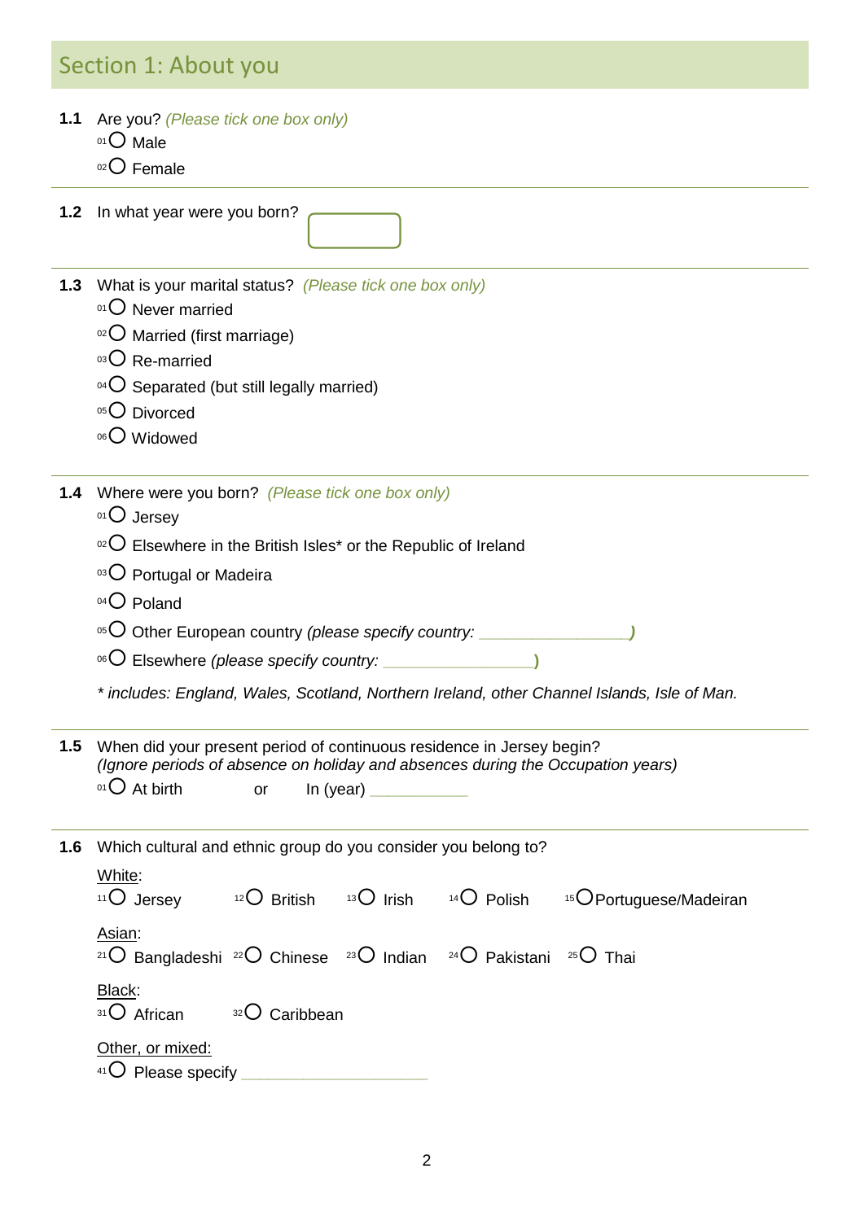## Section 1: About you

**1.1** Are you? *(Please tick one box only)*

- 01 ○ Male
- 02 ○ Female

**1.2** In what year were you born? ☐

**1.3** What is your marital status? *(Please tick one box only)*

- 01 ○ Never married
- 02 ○ Married (first marriage)
- 03 ○ Re-married
- 04 ○ Separated (but still legally married)
- 05 ○ Divorced
- 06 ○ Widowed

**1.4** Where were you born? *(Please tick one box only)*

- 01 ○ Jersey
- 02 ○ Elsewhere in the British Isles* or the Republic of Ireland
- 03 ○ Portugal or Madeira
- 04 ○ Poland
- 05 ○ Other European country *(please specify country: ________________)*
- 06 ○ Elsewhere *(please specify country: ________________)*

*\* includes: England, Wales, Scotland, Northern Ireland, other Channel Islands, Isle of Man.*

**1.5** When did your present period of continuous residence in Jersey begin?
*(Ignore periods of absence on holiday and absences during the Occupation years)*

01 ○ At birth or In (year) ___________

**1.6** Which cultural and ethnic group do you consider you belong to?

White:

11 ○ Jersey 12 ○ British 13 ○ Irish 14 ○ Polish 15 ○ Portuguese/Madeiran

Asian:

21 ○ Bangladeshi 22 ○ Chinese 23 ○ Indian 24 ○ Pakistani 25 ○ Thai

Black:

31 ○ African 32 ○ Caribbean

Other, or mixed:

41 ○ Please specify ____________________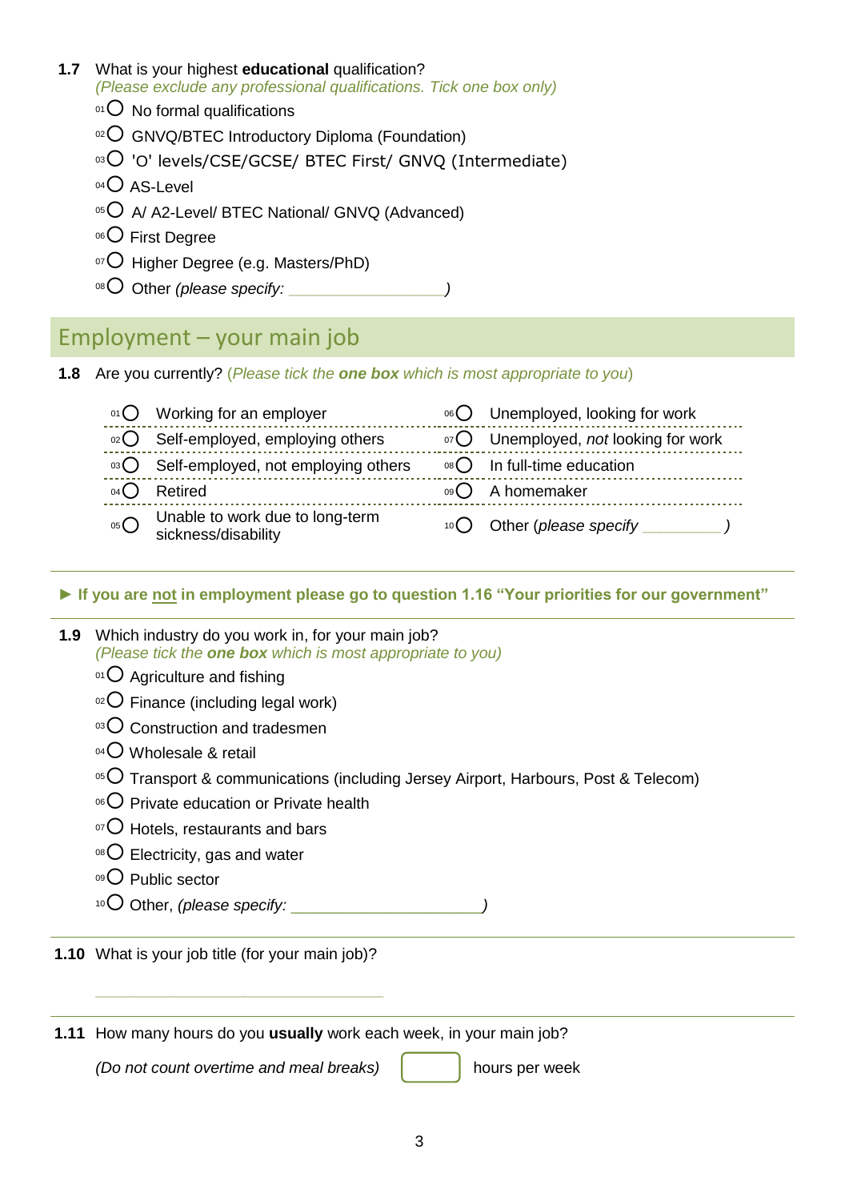**1.7** What is your highest **educational** qualification?
*(Please exclude any professional qualifications. Tick one box only)*

- 01 ○ No formal qualifications
- 02 ○ GNVQ/BTEC Introductory Diploma (Foundation)
- 03 ○ 'O' levels/CSE/GCSE/ BTEC First/ GNVQ (Intermediate)
- 04 ○ AS-Level
- 05 ○ A/ A2-Level/ BTEC National/ GNVQ (Advanced)
- 06 ○ First Degree
- 07 ○ Higher Degree (e.g. Masters/PhD)
- 08 ○ Other *(please specify: ________________)*

## Employment – your main job

**1.8** Are you currently? *(Please tick the **one box** which is most appropriate to you)*

| | | | |
|---|---|---|---|
| 01 ○ | Working for an employer | 06 ○ | Unemployed, looking for work |
| 02 ○ | Self-employed, employing others | 07 ○ | Unemployed, *not* looking for work |
| 03 ○ | Self-employed, not employing others | 08 ○ | In full-time education |
| 04 ○ | Retired | 09 ○ | A homemaker |
| 05 ○ | Unable to work due to long-term sickness/disability | 10 ○ | Other (*please specify ________ )* |

**► If you are not in employment please go to question 1.16 "Your priorities for our government"**

**1.9** Which industry do you work in, for your main job?
*(Please tick the **one box** which is most appropriate to you)*

- 01 ○ Agriculture and fishing
- 02 ○ Finance (including legal work)
- 03 ○ Construction and tradesmen
- 04 ○ Wholesale & retail
- 05 ○ Transport & communications (including Jersey Airport, Harbours, Post & Telecom)
- 06 ○ Private education or Private health
- 07 ○ Hotels, restaurants and bars
- 08 ○ Electricity, gas and water
- 09 ○ Public sector
- 10 ○ Other, *(please specify: ____________________)*

**1.10** What is your job title (for your main job)?

________________________________

**1.11** How many hours do you **usually** work each week, in your main job?

*(Do not count overtime and meal breaks)* [ ] hours per week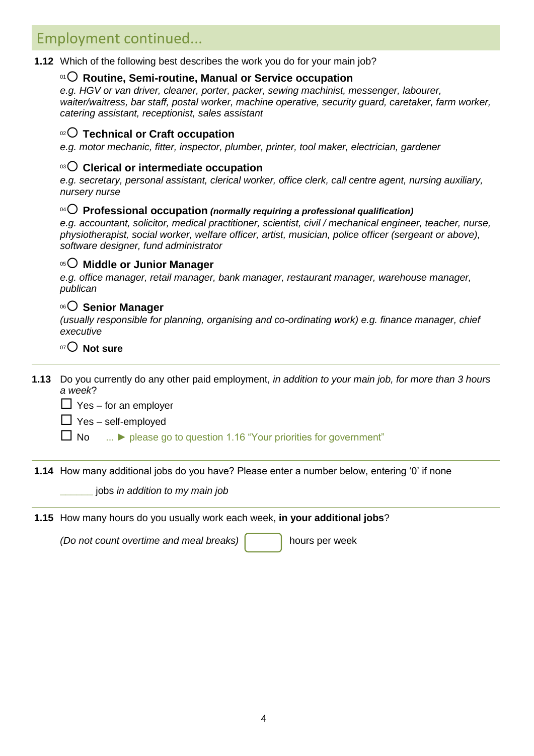## Employment continued...

**1.12** Which of the following best describes the work you do for your main job?

- [01] ○ **Routine, Semi-routine, Manual or Service occupation**
  *e.g. HGV or van driver, cleaner, porter, packer, sewing machinist, messenger, labourer, waiter/waitress, bar staff, postal worker, machine operative, security guard, caretaker, farm worker, catering assistant, receptionist, sales assistant*

- [02] ○ **Technical or Craft occupation**
  *e.g. motor mechanic, fitter, inspector, plumber, printer, tool maker, electrician, gardener*

- [03] ○ **Clerical or intermediate occupation**
  *e.g. secretary, personal assistant, clerical worker, office clerk, call centre agent, nursing auxiliary, nursery nurse*

- [04] ○ **Professional occupation** ***(normally requiring a professional qualification)***
  *e.g. accountant, solicitor, medical practitioner, scientist, civil / mechanical engineer, teacher, nurse, physiotherapist, social worker, welfare officer, artist, musician, police officer (sergeant or above), software designer, fund administrator*

- [05] ○ **Middle or Junior Manager**
  *e.g. office manager, retail manager, bank manager, restaurant manager, warehouse manager, publican*

- [06] ○ **Senior Manager**
  *(usually responsible for planning, organising and co-ordinating work) e.g. finance manager, chief executive*

- [07] ○ **Not sure**

---

**1.13** Do you currently do any other paid employment, *in addition to your main job, for more than 3 hours a week*?

- ☐ Yes – for an employer
- ☐ Yes – self-employed
- ☐ No ... ► please go to question 1.16 "Your priorities for government"

---

**1.14** How many additional jobs do you have? Please enter a number below, entering '0' if none

______ jobs *in addition to my main job*

---

**1.15** How many hours do you usually work each week, **in your additional jobs**?

*(Do not count overtime and meal breaks)* [ ] hours per week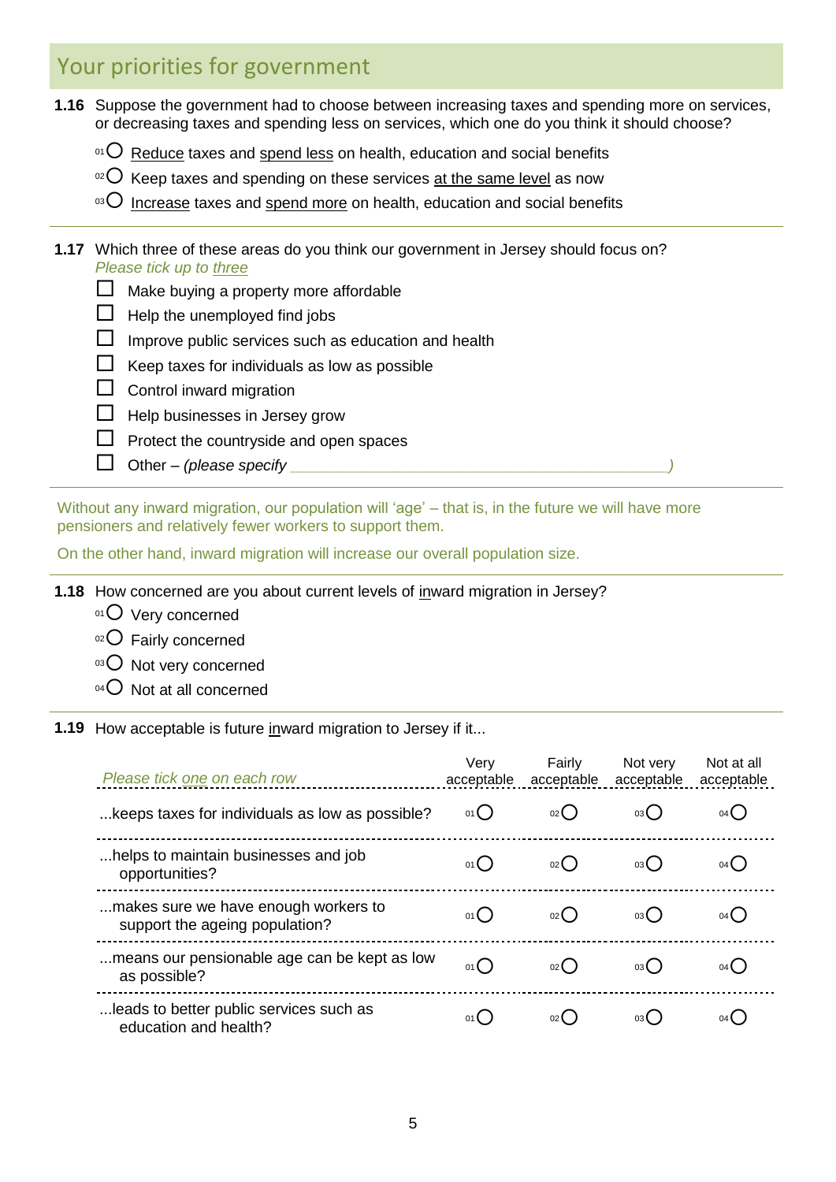## Your priorities for government

**1.16** Suppose the government had to choose between increasing taxes and spending more on services, or decreasing taxes and spending less on services, which one do you think it should choose?

- 01 ○ Reduce taxes and spend less on health, education and social benefits
- 02 ○ Keep taxes and spending on these services at the same level as now
- 03 ○ Increase taxes and spend more on health, education and social benefits

---

**1.17** Which three of these areas do you think our government in Jersey should focus on?
*Please tick up to three*

- ☐ Make buying a property more affordable
- ☐ Help the unemployed find jobs
- ☐ Improve public services such as education and health
- ☐ Keep taxes for individuals as low as possible
- ☐ Control inward migration
- ☐ Help businesses in Jersey grow
- ☐ Protect the countryside and open spaces
- ☐ Other – *(please specify ____________________________________________)*

---

Without any inward migration, our population will 'age' – that is, in the future we will have more pensioners and relatively fewer workers to support them.

On the other hand, inward migration will increase our overall population size.

---

**1.18** How concerned are you about current levels of inward migration in Jersey?

- 01 ○ Very concerned
- 02 ○ Fairly concerned
- 03 ○ Not very concerned
- 04 ○ Not at all concerned

---

**1.19** How acceptable is future inward migration to Jersey if it...

| *Please tick one on each row* | Very acceptable | Fairly acceptable | Not very acceptable | Not at all acceptable |
|---|---|---|---|---|
| ...keeps taxes for individuals as low as possible? | 01 ○ | 02 ○ | 03 ○ | 04 ○ |
| ...helps to maintain businesses and job opportunities? | 01 ○ | 02 ○ | 03 ○ | 04 ○ |
| ...makes sure we have enough workers to support the ageing population? | 01 ○ | 02 ○ | 03 ○ | 04 ○ |
| ...means our pensionable age can be kept as low as possible? | 01 ○ | 02 ○ | 03 ○ | 04 ○ |
| ...leads to better public services such as education and health? | 01 ○ | 02 ○ | 03 ○ | 04 ○ |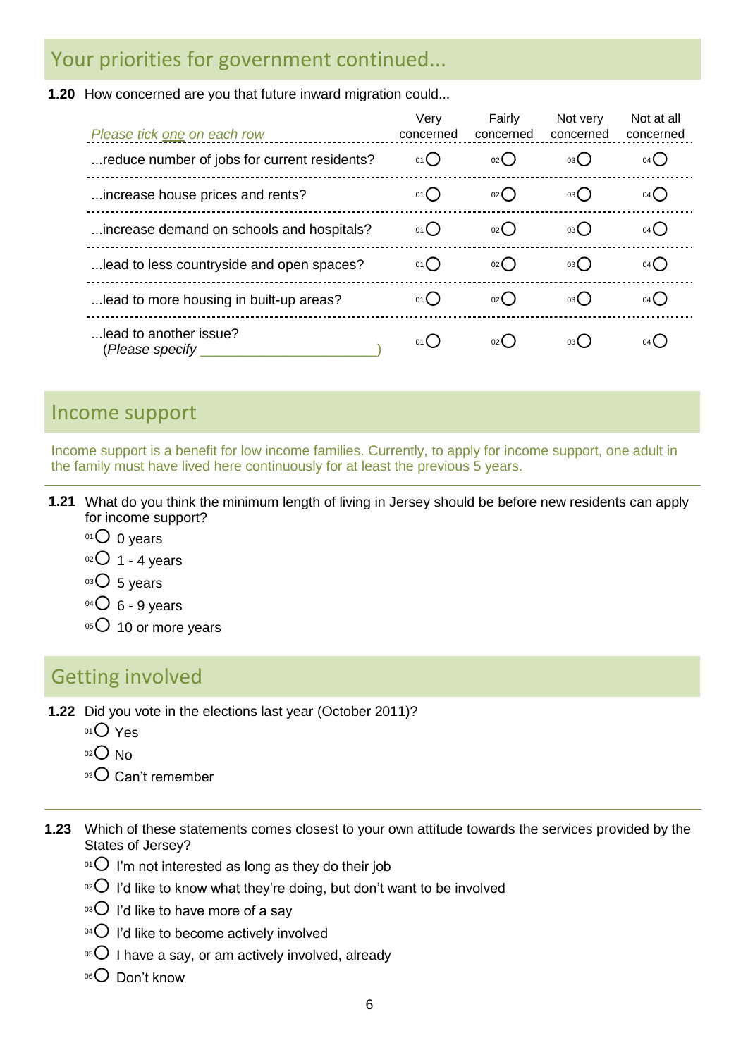## Your priorities for government continued...

**1.20** How concerned are you that future inward migration could...

| *Please tick one on each row* | Very concerned | Fairly concerned | Not very concerned | Not at all concerned |
|---|---|---|---|---|
| ...reduce number of jobs for current residents? | 01 ◯ | 02 ◯ | 03 ◯ | 04 ◯ |
| ...increase house prices and rents? | 01 ◯ | 02 ◯ | 03 ◯ | 04 ◯ |
| ...increase demand on schools and hospitals? | 01 ◯ | 02 ◯ | 03 ◯ | 04 ◯ |
| ...lead to less countryside and open spaces? | 01 ◯ | 02 ◯ | 03 ◯ | 04 ◯ |
| ...lead to more housing in built-up areas? | 01 ◯ | 02 ◯ | 03 ◯ | 04 ◯ |
| ...lead to another issue? (*Please specify* ______________________) | 01 ◯ | 02 ◯ | 03 ◯ | 04 ◯ |

## Income support

Income support is a benefit for low income families. Currently, to apply for income support, one adult in the family must have lived here continuously for at least the previous 5 years.

**1.21** What do you think the minimum length of living in Jersey should be before new residents can apply for income support?

- 01 ◯ 0 years
- 02 ◯ 1 - 4 years
- 03 ◯ 5 years
- 04 ◯ 6 - 9 years
- 05 ◯ 10 or more years

## Getting involved

**1.22** Did you vote in the elections last year (October 2011)?

- 01 ◯ Yes
- 02 ◯ No
- 03 ◯ Can't remember

**1.23** Which of these statements comes closest to your own attitude towards the services provided by the States of Jersey?

- 01 ◯ I'm not interested as long as they do their job
- 02 ◯ I'd like to know what they're doing, but don't want to be involved
- 03 ◯ I'd like to have more of a say
- 04 ◯ I'd like to become actively involved
- 05 ◯ I have a say, or am actively involved, already
- 06 ◯ Don't know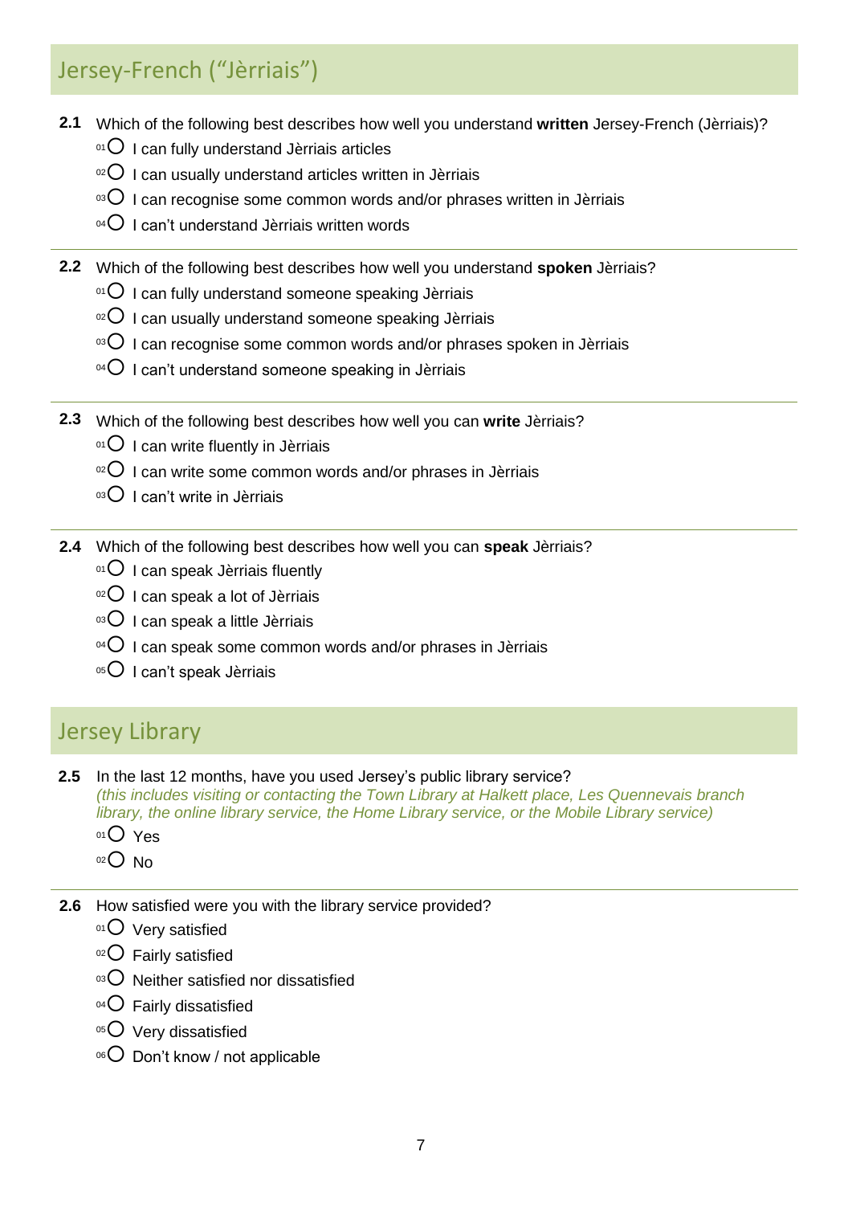## Jersey-French ("Jèrriais")

**2.1** Which of the following best describes how well you understand **written** Jersey-French (Jèrriais)?

- 01 ○ I can fully understand Jèrriais articles
- 02 ○ I can usually understand articles written in Jèrriais
- 03 ○ I can recognise some common words and/or phrases written in Jèrriais
- 04 ○ I can't understand Jèrriais written words

**2.2** Which of the following best describes how well you understand **spoken** Jèrriais?

- 01 ○ I can fully understand someone speaking Jèrriais
- 02 ○ I can usually understand someone speaking Jèrriais
- 03 ○ I can recognise some common words and/or phrases spoken in Jèrriais
- 04 ○ I can't understand someone speaking in Jèrriais

**2.3** Which of the following best describes how well you can **write** Jèrriais?

- 01 ○ I can write fluently in Jèrriais
- 02 ○ I can write some common words and/or phrases in Jèrriais
- 03 ○ I can't write in Jèrriais

**2.4** Which of the following best describes how well you can **speak** Jèrriais?

- 01 ○ I can speak Jèrriais fluently
- 02 ○ I can speak a lot of Jèrriais
- 03 ○ I can speak a little Jèrriais
- 04 ○ I can speak some common words and/or phrases in Jèrriais
- 05 ○ I can't speak Jèrriais

## Jersey Library

**2.5** In the last 12 months, have you used Jersey's public library service?
*(this includes visiting or contacting the Town Library at Halkett place, Les Quennevais branch library, the online library service, the Home Library service, or the Mobile Library service)*

- 01 ○ Yes
- 02 ○ No

**2.6** How satisfied were you with the library service provided?

- 01 ○ Very satisfied
- 02 ○ Fairly satisfied
- 03 ○ Neither satisfied nor dissatisfied
- 04 ○ Fairly dissatisfied
- 05 ○ Very dissatisfied
- 06 ○ Don't know / not applicable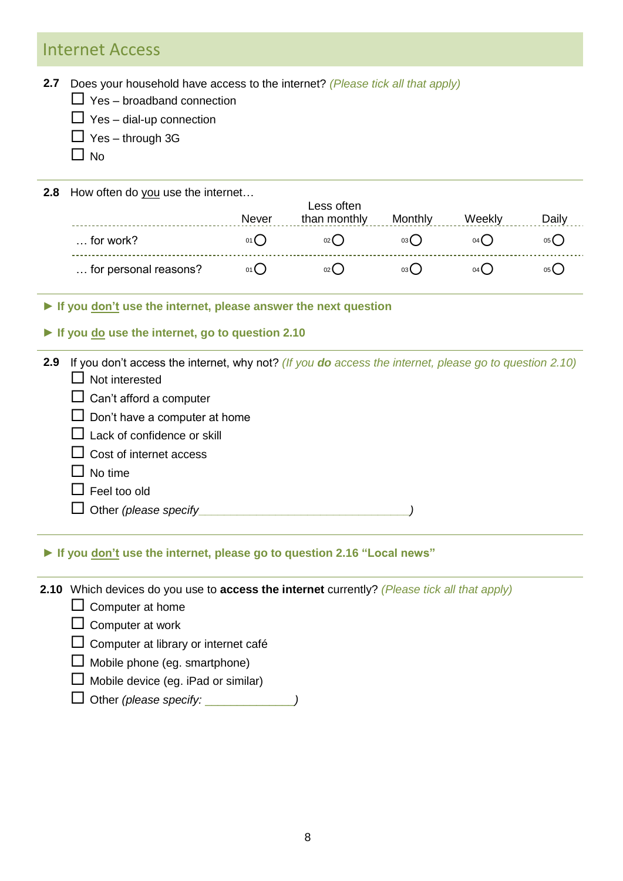## Internet Access

**2.7** Does your household have access to the internet? *(Please tick all that apply)*

- ☐ Yes – broadband connection
- ☐ Yes – dial-up connection
- ☐ Yes – through 3G
- ☐ No

**2.8** How often do <u>you</u> use the internet…

| | Never | Less often than monthly | Monthly | Weekly | Daily |
|---|---|---|---|---|---|
| … for work? | 01 ◯ | 02 ◯ | 03 ◯ | 04 ◯ | 05 ◯ |
| … for personal reasons? | 01 ◯ | 02 ◯ | 03 ◯ | 04 ◯ | 05 ◯ |

► **If you <u>don't</u> use the internet, please answer the next question**

► **If you <u>do</u> use the internet, go to question 2.10**

**2.9** If you don't access the internet, why not? *(If you **do** access the internet, please go to question 2.10)*

- ☐ Not interested
- ☐ Can't afford a computer
- ☐ Don't have a computer at home
- ☐ Lack of confidence or skill
- ☐ Cost of internet access
- ☐ No time
- ☐ Feel too old
- ☐ Other *(please specify________________________________)*

► **If you <u>don't</u> use the internet, please go to question 2.16 "Local news"**

**2.10** Which devices do you use to **access the internet** currently? *(Please tick all that apply)*

- ☐ Computer at home
- ☐ Computer at work
- ☐ Computer at library or internet café
- ☐ Mobile phone (eg. smartphone)
- ☐ Mobile device (eg. iPad or similar)
- ☐ Other *(please specify: ______________)*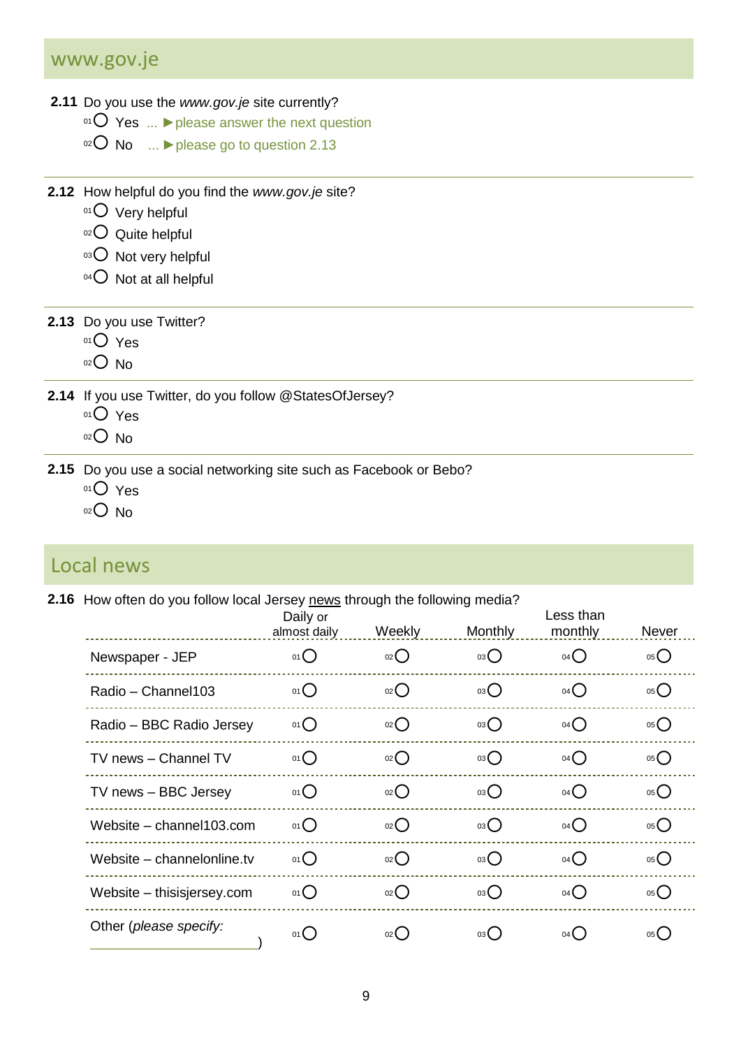## www.gov.je

**2.11** Do you use the *www.gov.je* site currently?

- 01 ○ Yes ... ► please answer the next question
- 02 ○ No ... ► please go to question 2.13

**2.12** How helpful do you find the *www.gov.je* site?

- 01 ○ Very helpful
- 02 ○ Quite helpful
- 03 ○ Not very helpful
- 04 ○ Not at all helpful

**2.13** Do you use Twitter?

- 01 ○ Yes
- 02 ○ No

**2.14** If you use Twitter, do you follow @StatesOfJersey?

- 01 ○ Yes
- 02 ○ No

**2.15** Do you use a social networking site such as Facebook or Bebo?

- 01 ○ Yes
- 02 ○ No

## Local news

**2.16** How often do you follow local Jersey news through the following media?

| | Daily or almost daily | Weekly | Monthly | Less than monthly | Never |
|---|---|---|---|---|---|
| Newspaper - JEP | 01 ○ | 02 ○ | 03 ○ | 04 ○ | 05 ○ |
| Radio – Channel103 | 01 ○ | 02 ○ | 03 ○ | 04 ○ | 05 ○ |
| Radio – BBC Radio Jersey | 01 ○ | 02 ○ | 03 ○ | 04 ○ | 05 ○ |
| TV news – Channel TV | 01 ○ | 02 ○ | 03 ○ | 04 ○ | 05 ○ |
| TV news – BBC Jersey | 01 ○ | 02 ○ | 03 ○ | 04 ○ | 05 ○ |
| Website – channel103.com | 01 ○ | 02 ○ | 03 ○ | 04 ○ | 05 ○ |
| Website – channelonline.tv | 01 ○ | 02 ○ | 03 ○ | 04 ○ | 05 ○ |
| Website – thisisjersey.com | 01 ○ | 02 ○ | 03 ○ | 04 ○ | 05 ○ |
| Other (*please specify:* ____________) | 01 ○ | 02 ○ | 03 ○ | 04 ○ | 05 ○ |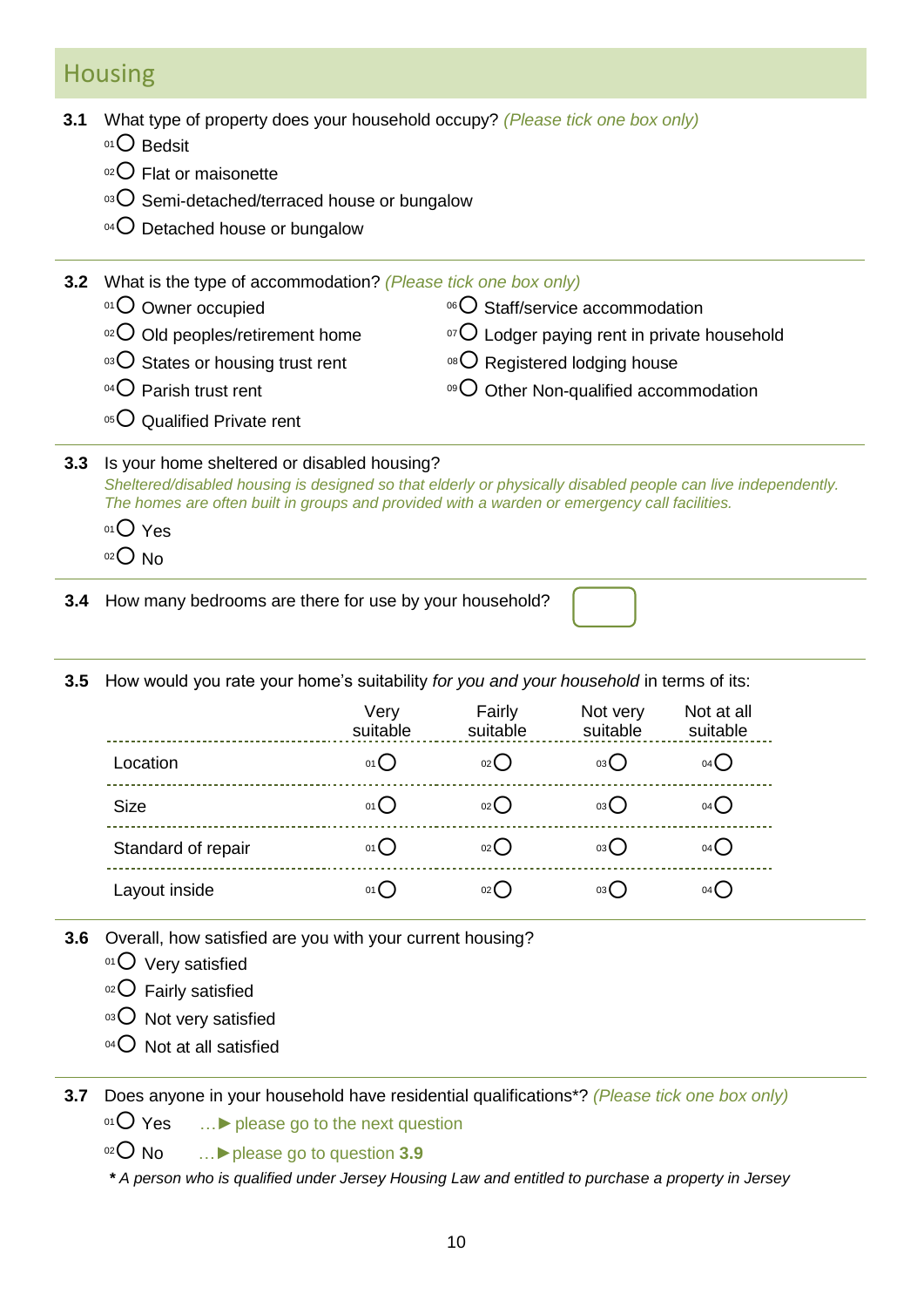## Housing

**3.1** What type of property does your household occupy? *(Please tick one box only)*

- 01 ○ Bedsit
- 02 ○ Flat or maisonette
- 03 ○ Semi-detached/terraced house or bungalow
- 04 ○ Detached house or bungalow

**3.2** What is the type of accommodation? *(Please tick one box only)*

- 01 ○ Owner occupied
- 02 ○ Old peoples/retirement home
- 03 ○ States or housing trust rent
- 04 ○ Parish trust rent
- 05 ○ Qualified Private rent
- 06 ○ Staff/service accommodation
- 07 ○ Lodger paying rent in private household
- 08 ○ Registered lodging house
- 09 ○ Other Non-qualified accommodation

**3.3** Is your home sheltered or disabled housing?

*Sheltered/disabled housing is designed so that elderly or physically disabled people can live independently. The homes are often built in groups and provided with a warden or emergency call facilities.*

- 01 ○ Yes
- 02 ○ No

**3.4** How many bedrooms are there for use by your household? [ ]

**3.5** How would you rate your home's suitability *for you and your household* in terms of its:

| | Very suitable | Fairly suitable | Not very suitable | Not at all suitable |
|---|---|---|---|---|
| Location | 01 ○ | 02 ○ | 03 ○ | 04 ○ |
| Size | 01 ○ | 02 ○ | 03 ○ | 04 ○ |
| Standard of repair | 01 ○ | 02 ○ | 03 ○ | 04 ○ |
| Layout inside | 01 ○ | 02 ○ | 03 ○ | 04 ○ |

**3.6** Overall, how satisfied are you with your current housing?

- 01 ○ Very satisfied
- 02 ○ Fairly satisfied
- 03 ○ Not very satisfied
- 04 ○ Not at all satisfied

**3.7** Does anyone in your household have residential qualifications*? *(Please tick one box only)*

- 01 ○ Yes …► please go to the next question
- 02 ○ No …► please go to question **3.9**

***** *A person who is qualified under Jersey Housing Law and entitled to purchase a property in Jersey*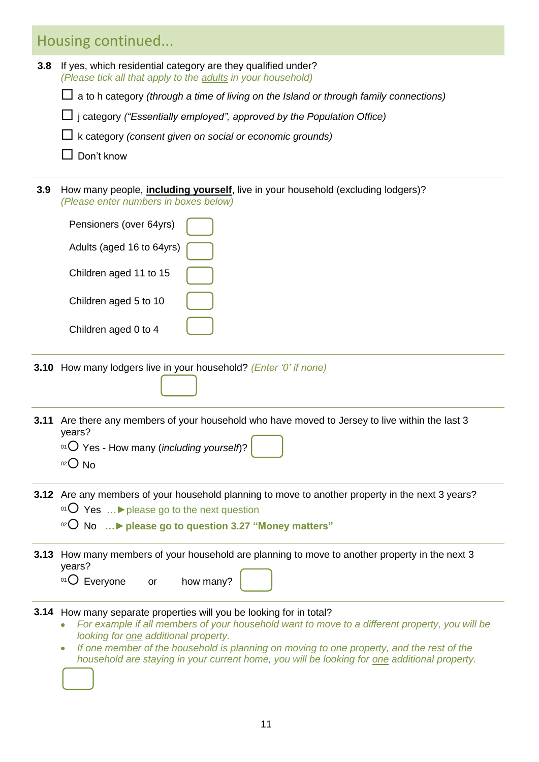## Housing continued...

**3.8** If yes, which residential category are they qualified under?
*(Please tick all that apply to the adults in your household)*

- ☐ a to h category *(through a time of living on the Island or through family connections)*
- ☐ j category *("Essentially employed", approved by the Population Office)*
- ☐ k category *(consent given on social or economic grounds)*
- ☐ Don't know

---

**3.9** How many people, **including yourself**, live in your household (excluding lodgers)?
*(Please enter numbers in boxes below)*

- Pensioners (over 64yrs) ☐
- Adults (aged 16 to 64yrs) ☐
- Children aged 11 to 15 ☐
- Children aged 5 to 10 ☐
- Children aged 0 to 4 ☐

---

**3.10** How many lodgers live in your household? *(Enter '0' if none)*

☐

---

**3.11** Are there any members of your household who have moved to Jersey to live within the last 3 years?

- 01 ○ Yes - How many (*including yourself*)? ☐
- 02 ○ No

---

**3.12** Are any members of your household planning to move to another property in the next 3 years?

- 01 ○ Yes …► please go to the next question
- 02 ○ No …► **please go to question 3.27 "Money matters"**

---

**3.13** How many members of your household are planning to move to another property in the next 3 years?

01 ○ Everyone or how many? ☐

---

**3.14** How many separate properties will you be looking for in total?

- *For example if all members of your household want to move to a different property, you will be looking for one additional property.*
- *If one member of the household is planning on moving to one property, and the rest of the household are staying in your current home, you will be looking for one additional property.*

☐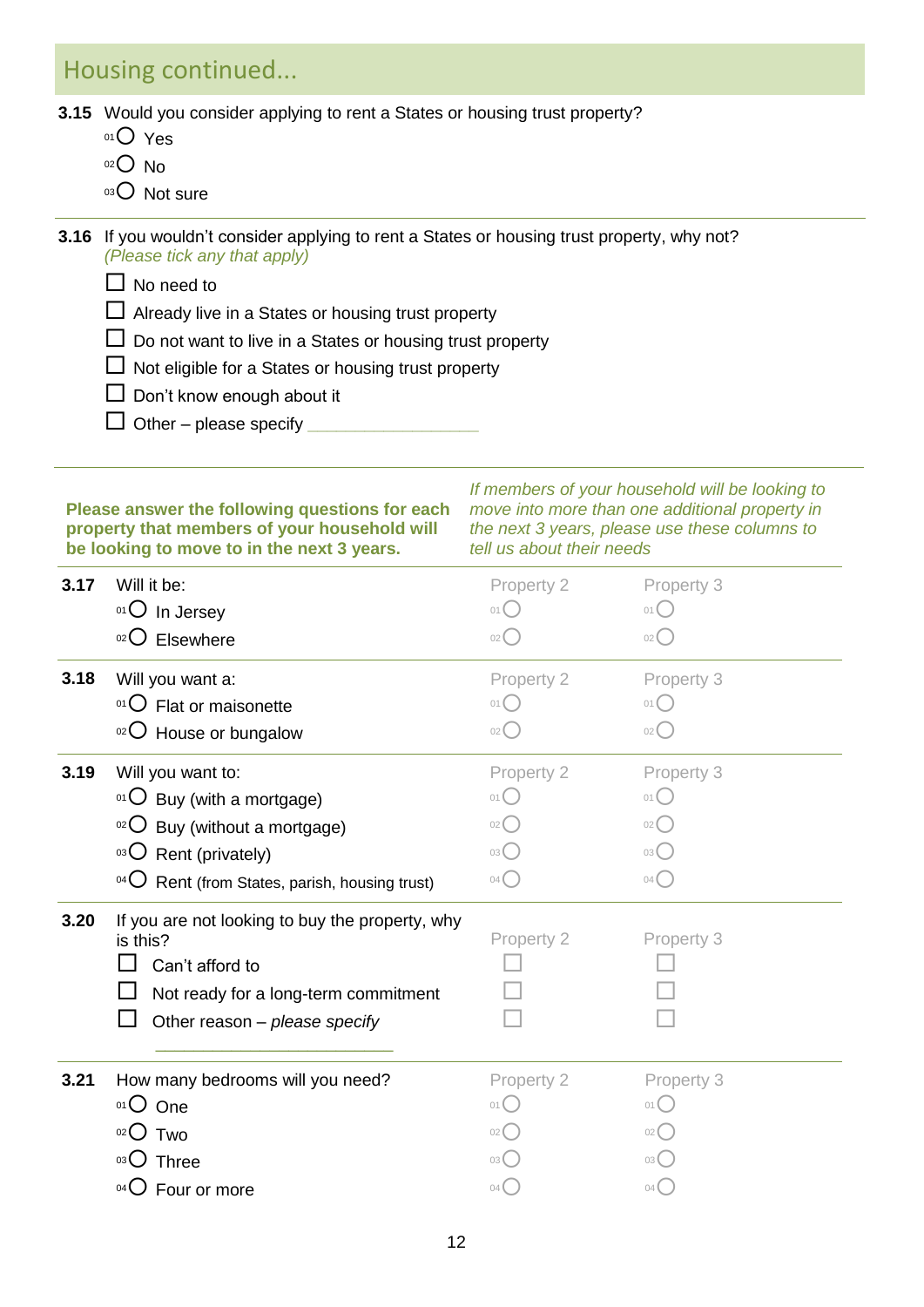## Housing continued...

**3.15** Would you consider applying to rent a States or housing trust property?

- [01] ○ Yes
- [02] ○ No
- [03] ○ Not sure

---

**3.16** If you wouldn't consider applying to rent a States or housing trust property, why not?
*(Please tick any that apply)*

- ☐ No need to
- ☐ Already live in a States or housing trust property
- ☐ Do not want to live in a States or housing trust property
- ☐ Not eligible for a States or housing trust property
- ☐ Don't know enough about it
- ☐ Other – please specify ___________________

---

**Please answer the following questions for each property that members of your household will be looking to move to in the next 3 years.**

*If members of your household will be looking to move into more than one additional property in the next 3 years, please use these columns to tell us about their needs*

| | Question | Property 2 | Property 3 |
|---|---|---|---|
| **3.17** | Will it be: | | |
| | [01] ○ In Jersey | [01] ○ | [01] ○ |
| | [02] ○ Elsewhere | [02] ○ | [02] ○ |
| **3.18** | Will you want a: | | |
| | [01] ○ Flat or maisonette | [01] ○ | [01] ○ |
| | [02] ○ House or bungalow | [02] ○ | [02] ○ |
| **3.19** | Will you want to: | | |
| | [01] ○ Buy (with a mortgage) | [01] ○ | [01] ○ |
| | [02] ○ Buy (without a mortgage) | [02] ○ | [02] ○ |
| | [03] ○ Rent (privately) | [03] ○ | [03] ○ |
| | [04] ○ Rent (from States, parish, housing trust) | [04] ○ | [04] ○ |
| **3.20** | If you are not looking to buy the property, why is this? | | |
| | ☐ Can't afford to | ☐ | ☐ |
| | ☐ Not ready for a long-term commitment | ☐ | ☐ |
| | ☐ Other reason – *please specify* ___________________ | ☐ | ☐ |
| **3.21** | How many bedrooms will you need? | | |
| | [01] ○ One | [01] ○ | [01] ○ |
| | [02] ○ Two | [02] ○ | [02] ○ |
| | [03] ○ Three | [03] ○ | [03] ○ |
| | [04] ○ Four or more | [04] ○ | [04] ○ |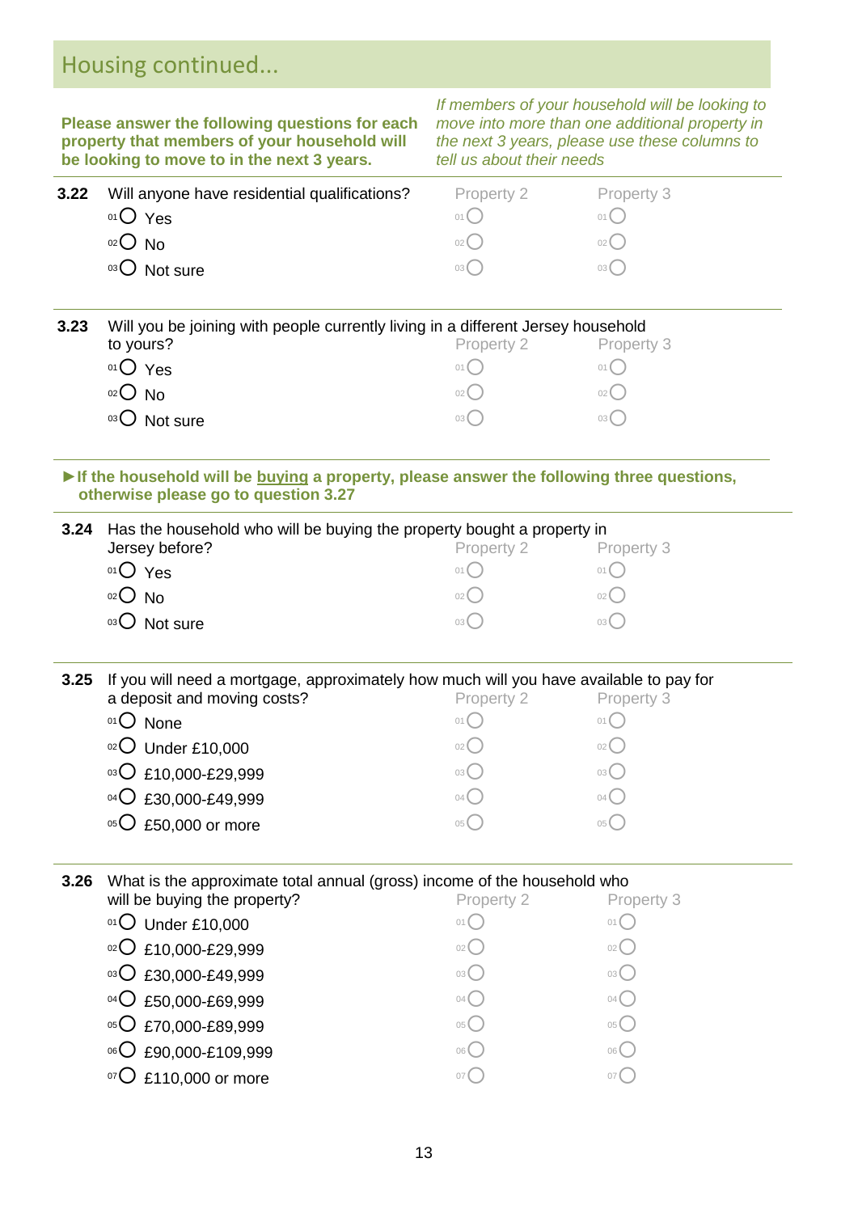## Housing continued...

**Please answer the following questions for each property that members of your household will be looking to move to in the next 3 years.**

*If members of your household will be looking to move into more than one additional property in the next 3 years, please use these columns to tell us about their needs*

**3.22** Will anyone have residential qualifications?

| | | Property 2 | Property 3 |
|---|---|---|---|
| 01 | Yes | 01 | 01 |
| 02 | No | 02 | 02 |
| 03 | Not sure | 03 | 03 |

**3.23** Will you be joining with people currently living in a different Jersey household to yours?

| | | Property 2 | Property 3 |
|---|---|---|---|
| 01 | Yes | 01 | 01 |
| 02 | No | 02 | 02 |
| 03 | Not sure | 03 | 03 |

**►If the household will be buying a property, please answer the following three questions, otherwise please go to question 3.27**

**3.24** Has the household who will be buying the property bought a property in Jersey before?

| | | Property 2 | Property 3 |
|---|---|---|---|
| 01 | Yes | 01 | 01 |
| 02 | No | 02 | 02 |
| 03 | Not sure | 03 | 03 |

**3.25** If you will need a mortgage, approximately how much will you have available to pay for a deposit and moving costs?

| | | Property 2 | Property 3 |
|---|---|---|---|
| 01 | None | 01 | 01 |
| 02 | Under £10,000 | 02 | 02 |
| 03 | £10,000-£29,999 | 03 | 03 |
| 04 | £30,000-£49,999 | 04 | 04 |
| 05 | £50,000 or more | 05 | 05 |

**3.26** What is the approximate total annual (gross) income of the household who will be buying the property?

| | | Property 2 | Property 3 |
|---|---|---|---|
| 01 | Under £10,000 | 01 | 01 |
| 02 | £10,000-£29,999 | 02 | 02 |
| 03 | £30,000-£49,999 | 03 | 03 |
| 04 | £50,000-£69,999 | 04 | 04 |
| 05 | £70,000-£89,999 | 05 | 05 |
| 06 | £90,000-£109,999 | 06 | 06 |
| 07 | £110,000 or more | 07 | 07 |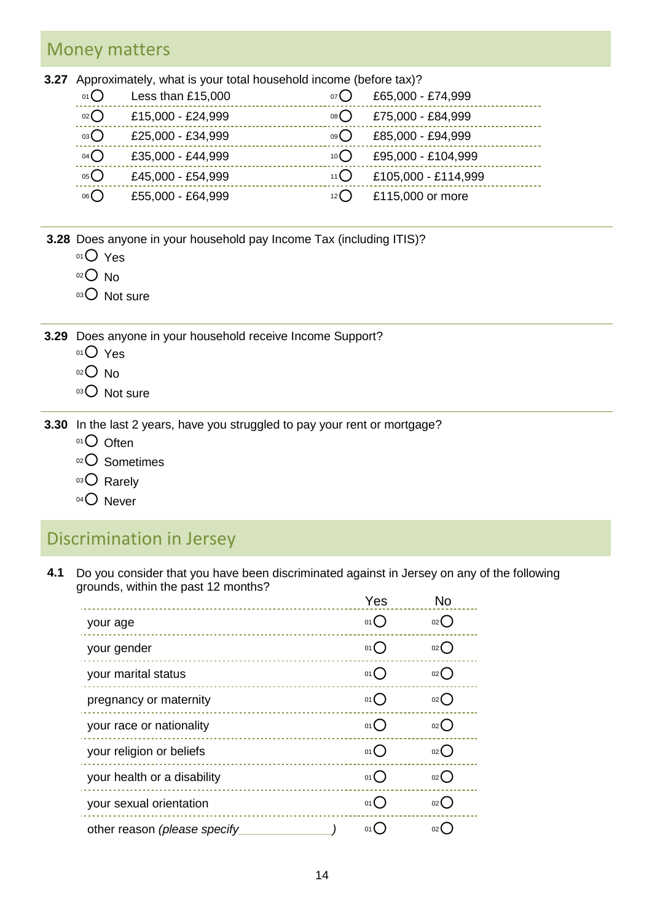## Money matters

**3.27** Approximately, what is your total household income (before tax)?

| | | | |
|---|---|---|---|
| 01 ○ | Less than £15,000 | 07 ○ | £65,000 - £74,999 |
| 02 ○ | £15,000 - £24,999 | 08 ○ | £75,000 - £84,999 |
| 03 ○ | £25,000 - £34,999 | 09 ○ | £85,000 - £94,999 |
| 04 ○ | £35,000 - £44,999 | 10 ○ | £95,000 - £104,999 |
| 05 ○ | £45,000 - £54,999 | 11 ○ | £105,000 - £114,999 |
| 06 ○ | £55,000 - £64,999 | 12 ○ | £115,000 or more |

**3.28** Does anyone in your household pay Income Tax (including ITIS)?

- 01 ○ Yes
- 02 ○ No
- 03 ○ Not sure

**3.29** Does anyone in your household receive Income Support?

- 01 ○ Yes
- 02 ○ No
- 03 ○ Not sure

**3.30** In the last 2 years, have you struggled to pay your rent or mortgage?

- 01 ○ Often
- 02 ○ Sometimes
- 03 ○ Rarely
- 04 ○ Never

## Discrimination in Jersey

**4.1** Do you consider that you have been discriminated against in Jersey on any of the following grounds, within the past 12 months?

| | Yes | No |
|---|---|---|
| your age | 01 ○ | 02 ○ |
| your gender | 01 ○ | 02 ○ |
| your marital status | 01 ○ | 02 ○ |
| pregnancy or maternity | 01 ○ | 02 ○ |
| your race or nationality | 01 ○ | 02 ○ |
| your religion or beliefs | 01 ○ | 02 ○ |
| your health or a disability | 01 ○ | 02 ○ |
| your sexual orientation | 01 ○ | 02 ○ |
| other reason *(please specify_____________)* | 01 ○ | 02 ○ |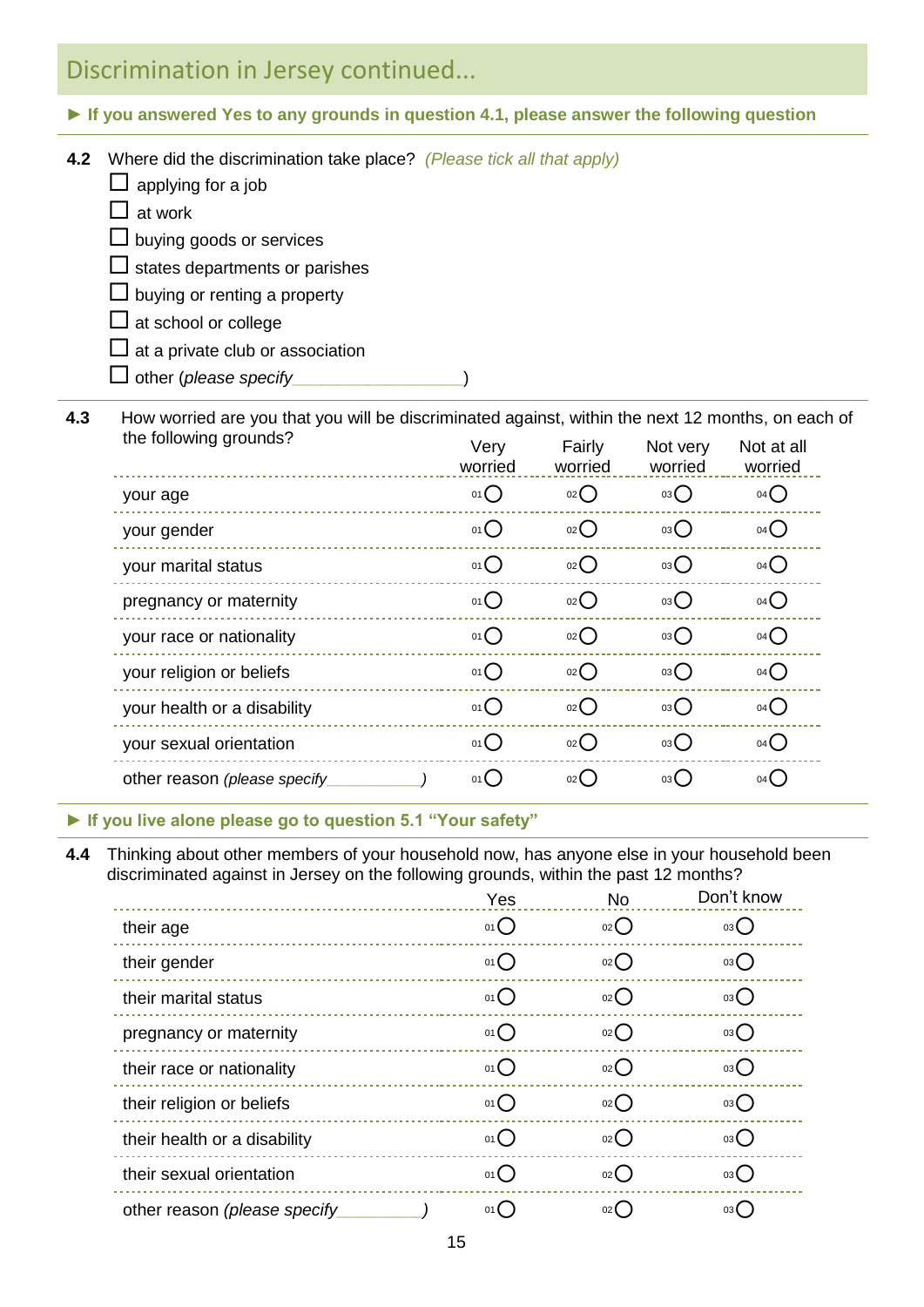## Discrimination in Jersey continued...

**► If you answered Yes to any grounds in question 4.1, please answer the following question**

**4.2** Where did the discrimination take place? *(Please tick all that apply)*

- ☐ applying for a job
- ☐ at work
- ☐ buying goods or services
- ☐ states departments or parishes
- ☐ buying or renting a property
- ☐ at school or college
- ☐ at a private club or association
- ☐ other (*please specify*\_\_\_\_\_\_\_\_\_\_\_\_\_\_\_\_\_\_)

**4.3** How worried are you that you will be discriminated against, within the next 12 months, on each of the following grounds?

| | Very worried | Fairly worried | Not very worried | Not at all worried |
|---|---|---|---|---|
| your age | 01 ○ | 02 ○ | 03 ○ | 04 ○ |
| your gender | 01 ○ | 02 ○ | 03 ○ | 04 ○ |
| your marital status | 01 ○ | 02 ○ | 03 ○ | 04 ○ |
| pregnancy or maternity | 01 ○ | 02 ○ | 03 ○ | 04 ○ |
| your race or nationality | 01 ○ | 02 ○ | 03 ○ | 04 ○ |
| your religion or beliefs | 01 ○ | 02 ○ | 03 ○ | 04 ○ |
| your health or a disability | 01 ○ | 02 ○ | 03 ○ | 04 ○ |
| your sexual orientation | 01 ○ | 02 ○ | 03 ○ | 04 ○ |
| other reason *(please specify\_\_\_\_\_\_\_\_\_\_\_)* | 01 ○ | 02 ○ | 03 ○ | 04 ○ |

**► If you live alone please go to question 5.1 "Your safety"**

**4.4** Thinking about other members of your household now, has anyone else in your household been discriminated against in Jersey on the following grounds, within the past 12 months?

| | Yes | No | Don't know |
|---|---|---|---|
| their age | 01 ○ | 02 ○ | 03 ○ |
| their gender | 01 ○ | 02 ○ | 03 ○ |
| their marital status | 01 ○ | 02 ○ | 03 ○ |
| pregnancy or maternity | 01 ○ | 02 ○ | 03 ○ |
| their race or nationality | 01 ○ | 02 ○ | 03 ○ |
| their religion or beliefs | 01 ○ | 02 ○ | 03 ○ |
| their health or a disability | 01 ○ | 02 ○ | 03 ○ |
| their sexual orientation | 01 ○ | 02 ○ | 03 ○ |
| other reason *(please specify\_\_\_\_\_\_\_\_\_\_)* | 01 ○ | 02 ○ | 03 ○ |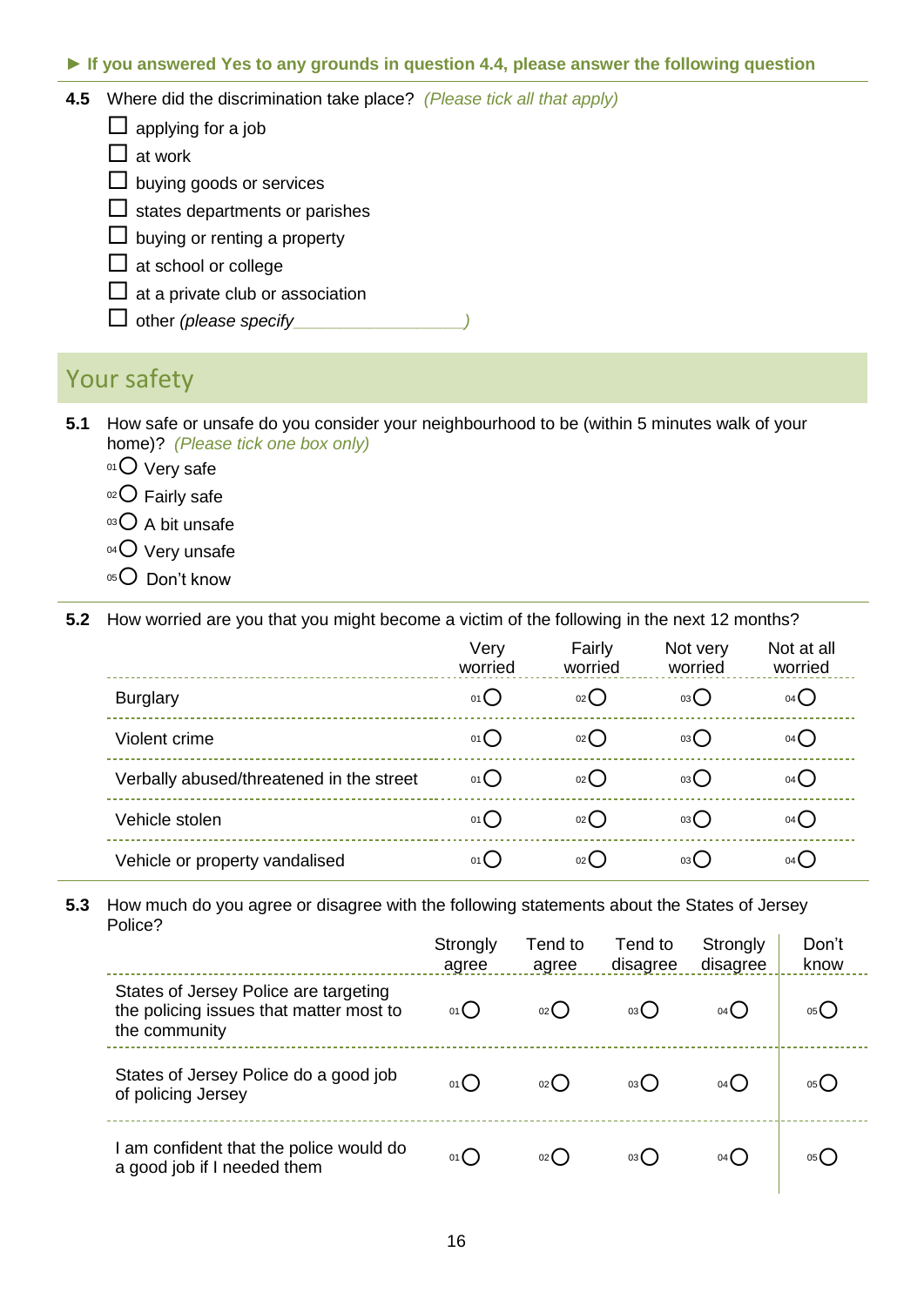**► If you answered Yes to any grounds in question 4.4, please answer the following question**

**4.5** Where did the discrimination take place? *(Please tick all that apply)*

- ☐ applying for a job
- ☐ at work
- ☐ buying goods or services
- ☐ states departments or parishes
- ☐ buying or renting a property
- ☐ at school or college
- ☐ at a private club or association
- ☐ other *(please specify\_\_\_\_\_\_\_\_\_\_\_\_\_\_\_\_\_\_)*

## Your safety

**5.1** How safe or unsafe do you consider your neighbourhood to be (within 5 minutes walk of your home)? *(Please tick one box only)*

- 01 ○ Very safe
- 02 ○ Fairly safe
- 03 ○ A bit unsafe
- 04 ○ Very unsafe
- 05 ○ Don't know

**5.2** How worried are you that you might become a victim of the following in the next 12 months?

| | Very worried | Fairly worried | Not very worried | Not at all worried |
|---|---|---|---|---|
| Burglary | 01 ○ | 02 ○ | 03 ○ | 04 ○ |
| Violent crime | 01 ○ | 02 ○ | 03 ○ | 04 ○ |
| Verbally abused/threatened in the street | 01 ○ | 02 ○ | 03 ○ | 04 ○ |
| Vehicle stolen | 01 ○ | 02 ○ | 03 ○ | 04 ○ |
| Vehicle or property vandalised | 01 ○ | 02 ○ | 03 ○ | 04 ○ |

**5.3** How much do you agree or disagree with the following statements about the States of Jersey Police?

| | Strongly agree | Tend to agree | Tend to disagree | Strongly disagree | Don't know |
|---|---|---|---|---|---|
| States of Jersey Police are targeting the policing issues that matter most to the community | 01 ○ | 02 ○ | 03 ○ | 04 ○ | 05 ○ |
| States of Jersey Police do a good job of policing Jersey | 01 ○ | 02 ○ | 03 ○ | 04 ○ | 05 ○ |
| I am confident that the police would do a good job if I needed them | 01 ○ | 02 ○ | 03 ○ | 04 ○ | 05 ○ |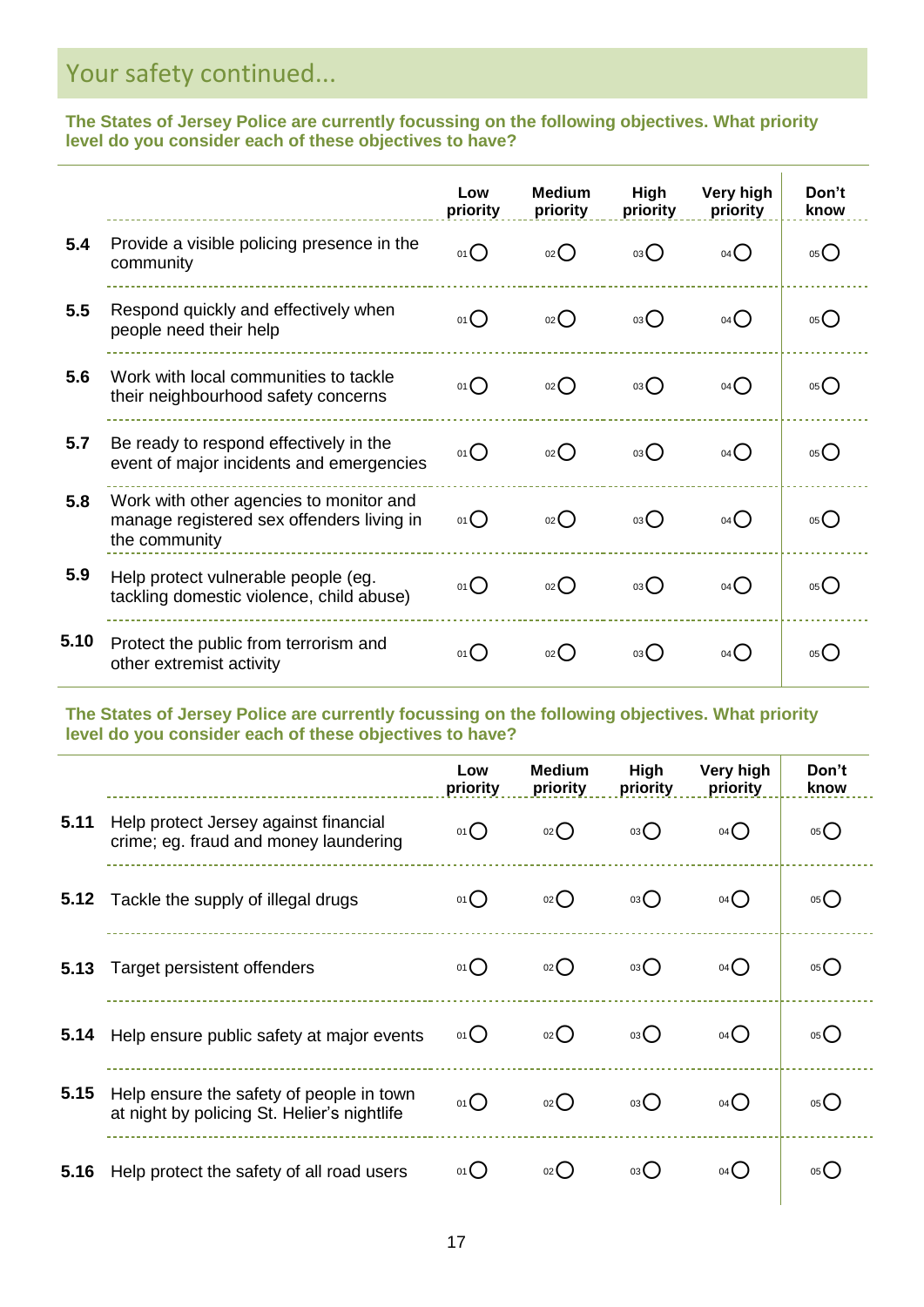## Your safety continued...

**The States of Jersey Police are currently focussing on the following objectives. What priority level do you consider each of these objectives to have?**

| | | Low priority | Medium priority | High priority | Very high priority | Don't know |
|---|---|---|---|---|---|---|
| **5.4** | Provide a visible policing presence in the community | 01 ○ | 02 ○ | 03 ○ | 04 ○ | 05 ○ |
| **5.5** | Respond quickly and effectively when people need their help | 01 ○ | 02 ○ | 03 ○ | 04 ○ | 05 ○ |
| **5.6** | Work with local communities to tackle their neighbourhood safety concerns | 01 ○ | 02 ○ | 03 ○ | 04 ○ | 05 ○ |
| **5.7** | Be ready to respond effectively in the event of major incidents and emergencies | 01 ○ | 02 ○ | 03 ○ | 04 ○ | 05 ○ |
| **5.8** | Work with other agencies to monitor and manage registered sex offenders living in the community | 01 ○ | 02 ○ | 03 ○ | 04 ○ | 05 ○ |
| **5.9** | Help protect vulnerable people (eg. tackling domestic violence, child abuse) | 01 ○ | 02 ○ | 03 ○ | 04 ○ | 05 ○ |
| **5.10** | Protect the public from terrorism and other extremist activity | 01 ○ | 02 ○ | 03 ○ | 04 ○ | 05 ○ |

**The States of Jersey Police are currently focussing on the following objectives. What priority level do you consider each of these objectives to have?**

| | | Low priority | Medium priority | High priority | Very high priority | Don't know |
|---|---|---|---|---|---|---|
| **5.11** | Help protect Jersey against financial crime; eg. fraud and money laundering | 01 ○ | 02 ○ | 03 ○ | 04 ○ | 05 ○ |
| **5.12** | Tackle the supply of illegal drugs | 01 ○ | 02 ○ | 03 ○ | 04 ○ | 05 ○ |
| **5.13** | Target persistent offenders | 01 ○ | 02 ○ | 03 ○ | 04 ○ | 05 ○ |
| **5.14** | Help ensure public safety at major events | 01 ○ | 02 ○ | 03 ○ | 04 ○ | 05 ○ |
| **5.15** | Help ensure the safety of people in town at night by policing St. Helier's nightlife | 01 ○ | 02 ○ | 03 ○ | 04 ○ | 05 ○ |
| **5.16** | Help protect the safety of all road users | 01 ○ | 02 ○ | 03 ○ | 04 ○ | 05 ○ |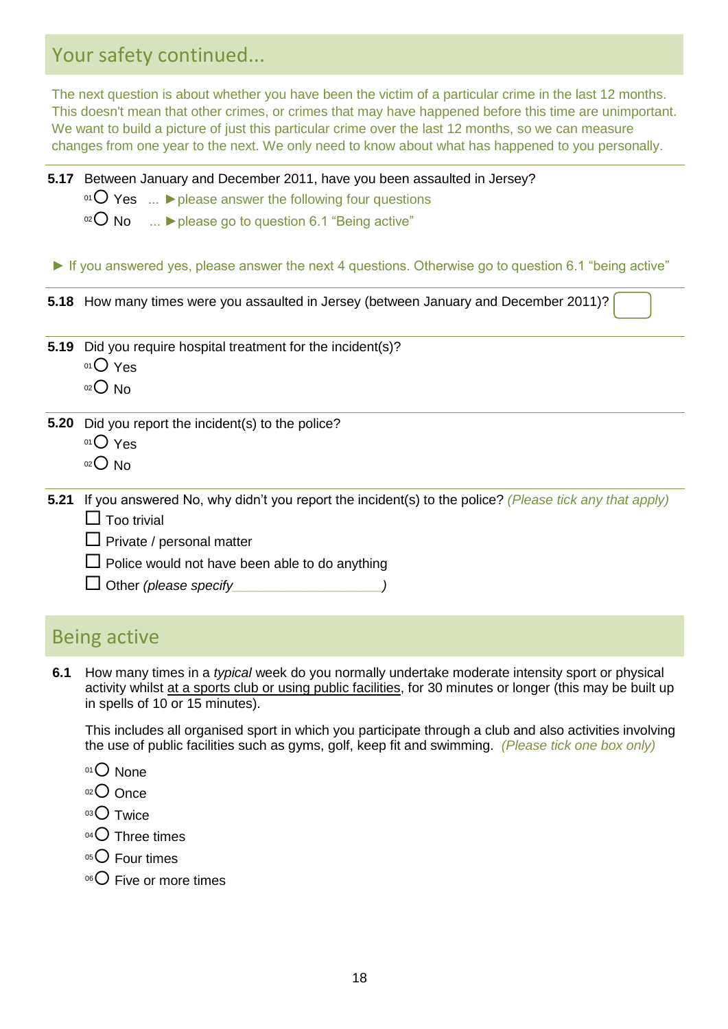## Your safety continued...

The next question is about whether you have been the victim of a particular crime in the last 12 months. This doesn't mean that other crimes, or crimes that may have happened before this time are unimportant. We want to build a picture of just this particular crime over the last 12 months, so we can measure changes from one year to the next. We only need to know about what has happened to you personally.

**5.17** Between January and December 2011, have you been assaulted in Jersey?

- 01 ○ Yes ... ►please answer the following four questions
- 02 ○ No ... ►please go to question 6.1 "Being active"

► If you answered yes, please answer the next 4 questions. Otherwise go to question 6.1 "being active"

**5.18** How many times were you assaulted in Jersey (between January and December 2011)? ☐

**5.19** Did you require hospital treatment for the incident(s)?

- 01 ○ Yes
- 02 ○ No

**5.20** Did you report the incident(s) to the police?

- 01 ○ Yes
- 02 ○ No

**5.21** If you answered No, why didn't you report the incident(s) to the police? *(Please tick any that apply)*

- ☐ Too trivial
- ☐ Private / personal matter
- ☐ Police would not have been able to do anything
- ☐ Other *(please specify____________________)*

## Being active

**6.1** How many times in a *typical* week do you normally undertake moderate intensity sport or physical activity whilst <u>at a sports club or using public facilities</u>, for 30 minutes or longer (this may be built up in spells of 10 or 15 minutes).

This includes all organised sport in which you participate through a club and also activities involving the use of public facilities such as gyms, golf, keep fit and swimming. *(Please tick one box only)*

- 01 ○ None
- 02 ○ Once
- 03 ○ Twice
- 04 ○ Three times
- 05 ○ Four times
- 06 ○ Five or more times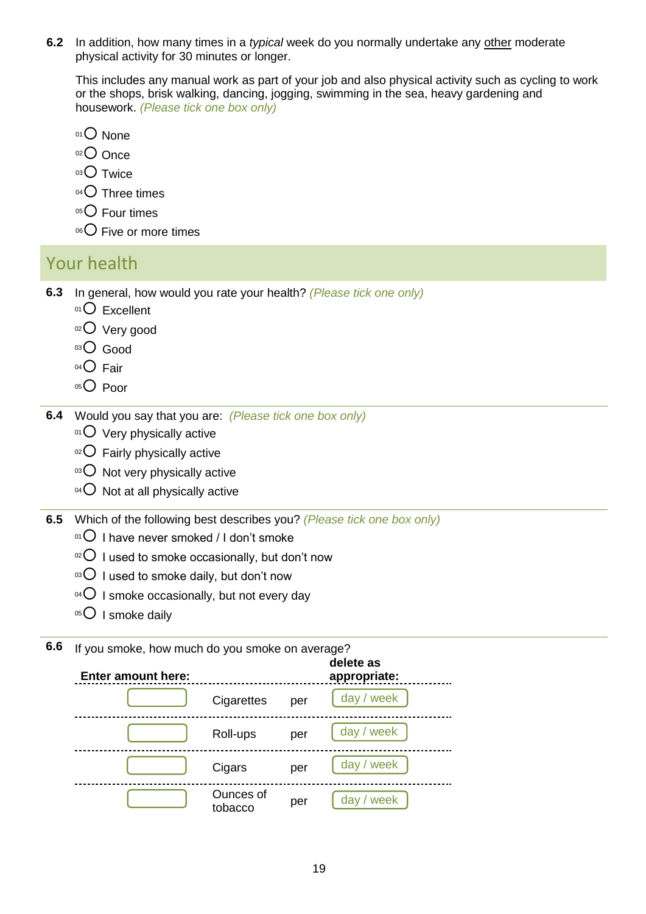**6.2** In addition, how many times in a *typical* week do you normally undertake any other moderate physical activity for 30 minutes or longer.

This includes any manual work as part of your job and also physical activity such as cycling to work or the shops, brisk walking, dancing, jogging, swimming in the sea, heavy gardening and housework. *(Please tick one box only)*

- 01 ○ None
- 02 ○ Once
- 03 ○ Twice
- 04 ○ Three times
- 05 ○ Four times
- 06 ○ Five or more times

## Your health

**6.3** In general, how would you rate your health? *(Please tick one only)*

- 01 ○ Excellent
- 02 ○ Very good
- 03 ○ Good
- 04 ○ Fair
- 05 ○ Poor

**6.4** Would you say that you are: *(Please tick one box only)*

- 01 ○ Very physically active
- 02 ○ Fairly physically active
- 03 ○ Not very physically active
- 04 ○ Not at all physically active

**6.5** Which of the following best describes you? *(Please tick one box only)*

- 01 ○ I have never smoked / I don't smoke
- 02 ○ I used to smoke occasionally, but don't now
- 03 ○ I used to smoke daily, but don't now
- 04 ○ I smoke occasionally, but not every day
- 05 ○ I smoke daily

**6.6** If you smoke, how much do you smoke on average?

| **Enter amount here:** | | | **delete as appropriate:** |
|---|---|---|---|
| [ ] | Cigarettes | per | day / week |
| [ ] | Roll-ups | per | day / week |
| [ ] | Cigars | per | day / week |
| [ ] | Ounces of tobacco | per | day / week |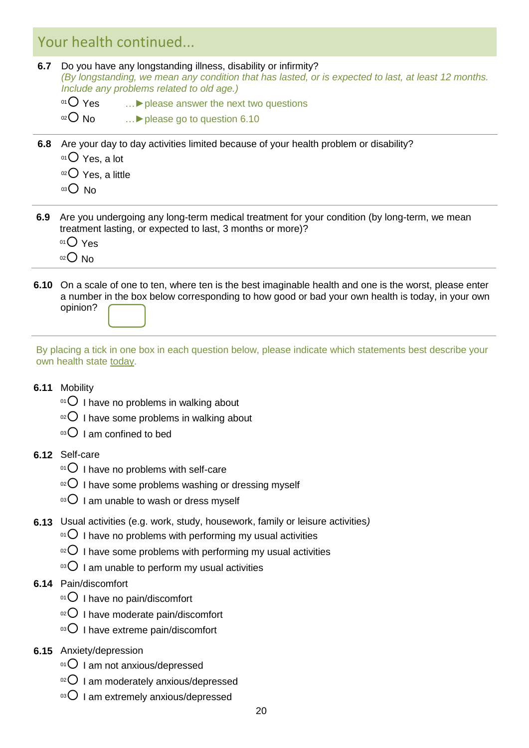## Your health continued...

**6.7** Do you have any longstanding illness, disability or infirmity?
*(By longstanding, we mean any condition that has lasted, or is expected to last, at least 12 months. Include any problems related to old age.)*

- 01 ○ Yes …► please answer the next two questions
- 02 ○ No …► please go to question 6.10

**6.8** Are your day to day activities limited because of your health problem or disability?

- 01 ○ Yes, a lot
- 02 ○ Yes, a little
- 03 ○ No

**6.9** Are you undergoing any long-term medical treatment for your condition (by long-term, we mean treatment lasting, or expected to last, 3 months or more)?

- 01 ○ Yes
- 02 ○ No

**6.10** On a scale of one to ten, where ten is the best imaginable health and one is the worst, please enter a number in the box below corresponding to how good or bad your own health is today, in your own opinion? [ ]

By placing a tick in one box in each question below, please indicate which statements best describe your own health state today.

**6.11** Mobility

- 01 ○ I have no problems in walking about
- 02 ○ I have some problems in walking about
- 03 ○ I am confined to bed

**6.12** Self-care

- 01 ○ I have no problems with self-care
- 02 ○ I have some problems washing or dressing myself
- 03 ○ I am unable to wash or dress myself

**6.13** Usual activities (e.g. work, study, housework, family or leisure activities)

- 01 ○ I have no problems with performing my usual activities
- 02 ○ I have some problems with performing my usual activities
- 03 ○ I am unable to perform my usual activities

**6.14** Pain/discomfort

- 01 ○ I have no pain/discomfort
- 02 ○ I have moderate pain/discomfort
- 03 ○ I have extreme pain/discomfort

**6.15** Anxiety/depression

- 01 ○ I am not anxious/depressed
- 02 ○ I am moderately anxious/depressed
- 03 ○ I am extremely anxious/depressed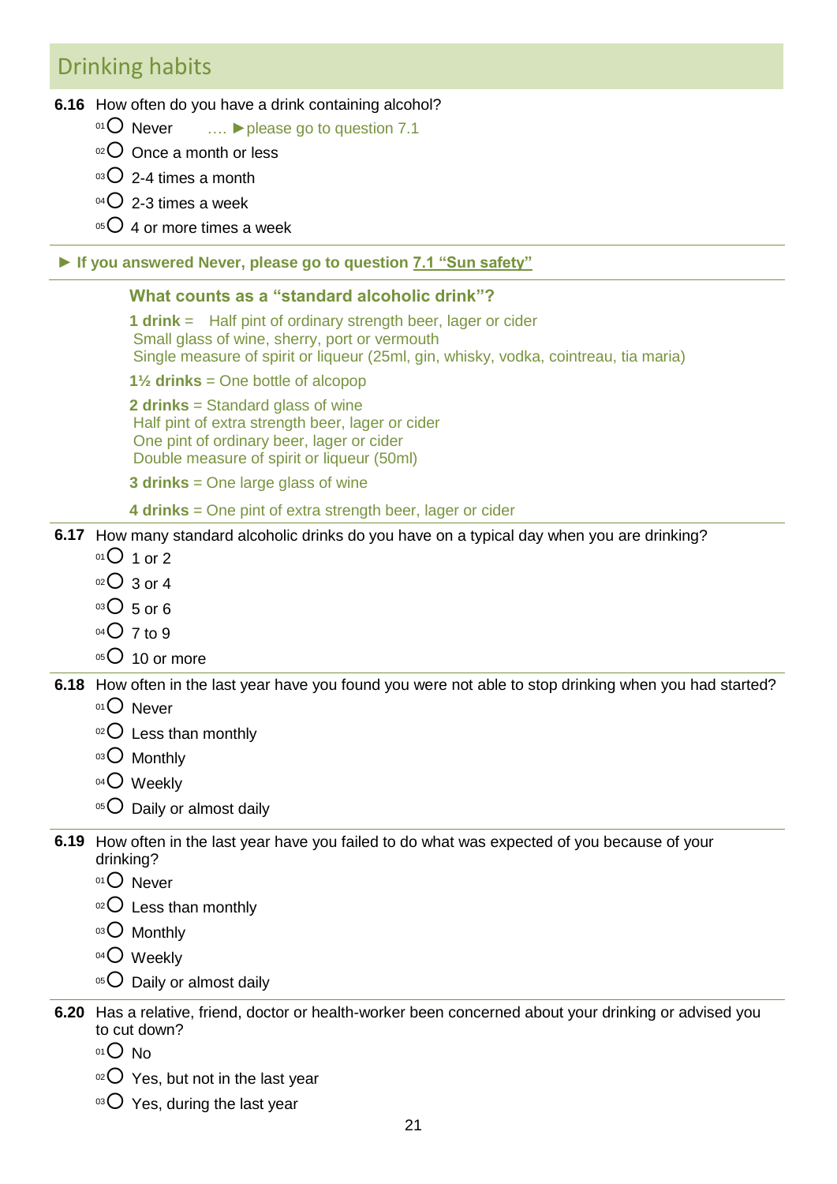## Drinking habits

**6.16** How often do you have a drink containing alcohol?

- 01 ○ Never …. ►please go to question 7.1
- 02 ○ Once a month or less
- 03 ○ 2-4 times a month
- 04 ○ 2-3 times a week
- 05 ○ 4 or more times a week

**► If you answered Never, please go to question 7.1 “Sun safety”**

**What counts as a “standard alcoholic drink”?**

**1 drink** = Half pint of ordinary strength beer, lager or cider
Small glass of wine, sherry, port or vermouth
Single measure of spirit or liqueur (25ml, gin, whisky, vodka, cointreau, tia maria)

**1½ drinks** = One bottle of alcopop

**2 drinks** = Standard glass of wine
Half pint of extra strength beer, lager or cider
One pint of ordinary beer, lager or cider
Double measure of spirit or liqueur (50ml)

**3 drinks** = One large glass of wine

**4 drinks** = One pint of extra strength beer, lager or cider

**6.17** How many standard alcoholic drinks do you have on a typical day when you are drinking?

- 01 ○ 1 or 2
- 02 ○ 3 or 4
- 03 ○ 5 or 6
- 04 ○ 7 to 9
- 05 ○ 10 or more

**6.18** How often in the last year have you found you were not able to stop drinking when you had started?

- 01 ○ Never
- 02 ○ Less than monthly
- 03 ○ Monthly
- 04 ○ Weekly
- 05 ○ Daily or almost daily

**6.19** How often in the last year have you failed to do what was expected of you because of your drinking?

- 01 ○ Never
- 02 ○ Less than monthly
- 03 ○ Monthly
- 04 ○ Weekly
- 05 ○ Daily or almost daily

**6.20** Has a relative, friend, doctor or health-worker been concerned about your drinking or advised you to cut down?

- 01 ○ No
- 02 ○ Yes, but not in the last year
- 03 ○ Yes, during the last year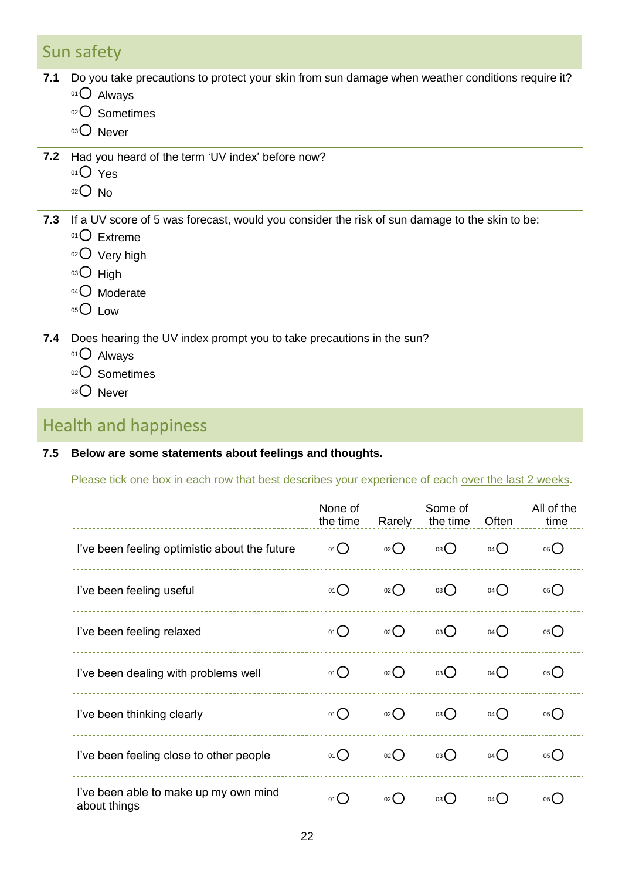## Sun safety

**7.1** Do you take precautions to protect your skin from sun damage when weather conditions require it?

- 01 ◯ Always
- 02 ◯ Sometimes
- 03 ◯ Never

**7.2** Had you heard of the term 'UV index' before now?

- 01 ◯ Yes
- 02 ◯ No

**7.3** If a UV score of 5 was forecast, would you consider the risk of sun damage to the skin to be:

- 01 ◯ Extreme
- 02 ◯ Very high
- 03 ◯ High
- 04 ◯ Moderate
- 05 ◯ Low

**7.4** Does hearing the UV index prompt you to take precautions in the sun?

- 01 ◯ Always
- 02 ◯ Sometimes
- 03 ◯ Never

## Health and happiness

**7.5 Below are some statements about feelings and thoughts.**

Please tick one box in each row that best describes your experience of each over the last 2 weeks.

| | None of the time | Rarely | Some of the time | Often | All of the time |
|---|---|---|---|---|---|
| I've been feeling optimistic about the future | 01 ◯ | 02 ◯ | 03 ◯ | 04 ◯ | 05 ◯ |
| I've been feeling useful | 01 ◯ | 02 ◯ | 03 ◯ | 04 ◯ | 05 ◯ |
| I've been feeling relaxed | 01 ◯ | 02 ◯ | 03 ◯ | 04 ◯ | 05 ◯ |
| I've been dealing with problems well | 01 ◯ | 02 ◯ | 03 ◯ | 04 ◯ | 05 ◯ |
| I've been thinking clearly | 01 ◯ | 02 ◯ | 03 ◯ | 04 ◯ | 05 ◯ |
| I've been feeling close to other people | 01 ◯ | 02 ◯ | 03 ◯ | 04 ◯ | 05 ◯ |
| I've been able to make up my own mind about things | 01 ◯ | 02 ◯ | 03 ◯ | 04 ◯ | 05 ◯ |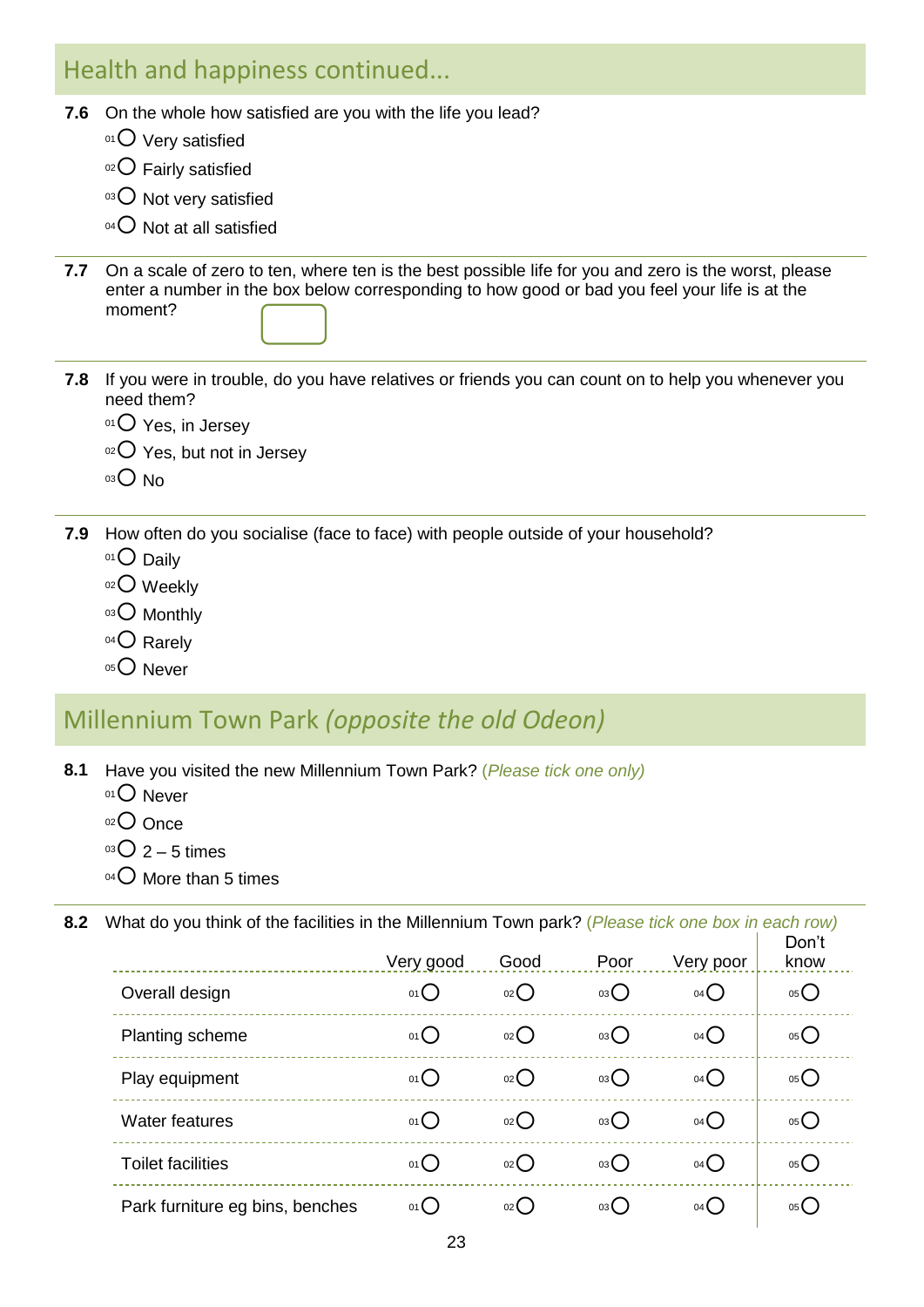## Health and happiness continued...

**7.6** On the whole how satisfied are you with the life you lead?

- 01 ○ Very satisfied
- 02 ○ Fairly satisfied
- 03 ○ Not very satisfied
- 04 ○ Not at all satisfied

**7.7** On a scale of zero to ten, where ten is the best possible life for you and zero is the worst, please enter a number in the box below corresponding to how good or bad you feel your life is at the moment?

☐

**7.8** If you were in trouble, do you have relatives or friends you can count on to help you whenever you need them?

- 01 ○ Yes, in Jersey
- 02 ○ Yes, but not in Jersey
- 03 ○ No

**7.9** How often do you socialise (face to face) with people outside of your household?

- 01 ○ Daily
- 02 ○ Weekly
- 03 ○ Monthly
- 04 ○ Rarely
- 05 ○ Never

## Millennium Town Park *(opposite the old Odeon)*

**8.1** Have you visited the new Millennium Town Park? *(Please tick one only)*

- 01 ○ Never
- 02 ○ Once
- 03 ○ 2 – 5 times
- 04 ○ More than 5 times

**8.2** What do you think of the facilities in the Millennium Town park? *(Please tick one box in each row)*

| | Very good | Good | Poor | Very poor | Don't know |
|---|---|---|---|---|---|
| Overall design | 01 ○ | 02 ○ | 03 ○ | 04 ○ | 05 ○ |
| Planting scheme | 01 ○ | 02 ○ | 03 ○ | 04 ○ | 05 ○ |
| Play equipment | 01 ○ | 02 ○ | 03 ○ | 04 ○ | 05 ○ |
| Water features | 01 ○ | 02 ○ | 03 ○ | 04 ○ | 05 ○ |
| Toilet facilities | 01 ○ | 02 ○ | 03 ○ | 04 ○ | 05 ○ |
| Park furniture eg bins, benches | 01 ○ | 02 ○ | 03 ○ | 04 ○ | 05 ○ |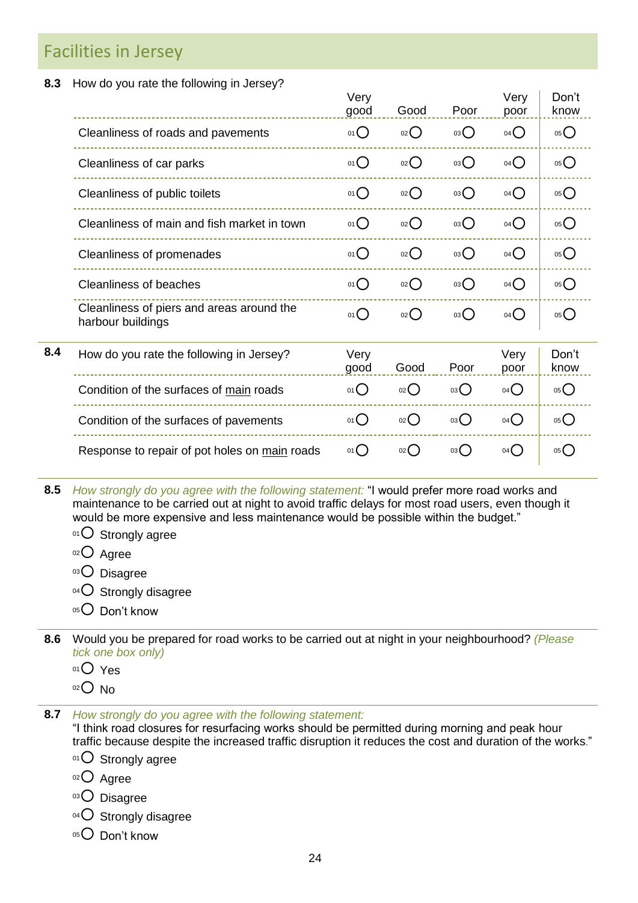## Facilities in Jersey

**8.3** How do you rate the following in Jersey?

| | Very good | Good | Poor | Very poor | Don't know |
|---|---|---|---|---|---|
| Cleanliness of roads and pavements | 01 ○ | 02 ○ | 03 ○ | 04 ○ | 05 ○ |
| Cleanliness of car parks | 01 ○ | 02 ○ | 03 ○ | 04 ○ | 05 ○ |
| Cleanliness of public toilets | 01 ○ | 02 ○ | 03 ○ | 04 ○ | 05 ○ |
| Cleanliness of main and fish market in town | 01 ○ | 02 ○ | 03 ○ | 04 ○ | 05 ○ |
| Cleanliness of promenades | 01 ○ | 02 ○ | 03 ○ | 04 ○ | 05 ○ |
| Cleanliness of beaches | 01 ○ | 02 ○ | 03 ○ | 04 ○ | 05 ○ |
| Cleanliness of piers and areas around the harbour buildings | 01 ○ | 02 ○ | 03 ○ | 04 ○ | 05 ○ |

**8.4** How do you rate the following in Jersey?

| | Very good | Good | Poor | Very poor | Don't know |
|---|---|---|---|---|---|
| Condition of the surfaces of <u>main</u> roads | 01 ○ | 02 ○ | 03 ○ | 04 ○ | 05 ○ |
| Condition of the surfaces of pavements | 01 ○ | 02 ○ | 03 ○ | 04 ○ | 05 ○ |
| Response to repair of pot holes on <u>main</u> roads | 01 ○ | 02 ○ | 03 ○ | 04 ○ | 05 ○ |

**8.5** *How strongly do you agree with the following statement:* "I would prefer more road works and maintenance to be carried out at night to avoid traffic delays for most road users, even though it would be more expensive and less maintenance would be possible within the budget."

- 01 ○ Strongly agree
- 02 ○ Agree
- 03 ○ Disagree
- 04 ○ Strongly disagree
- 05 ○ Don't know

**8.6** Would you be prepared for road works to be carried out at night in your neighbourhood? *(Please tick one box only)*

- 01 ○ Yes
- 02 ○ No

**8.7** *How strongly do you agree with the following statement:*
"I think road closures for resurfacing works should be permitted during morning and peak hour traffic because despite the increased traffic disruption it reduces the cost and duration of the works."

- 01 ○ Strongly agree
- 02 ○ Agree
- 03 ○ Disagree
- 04 ○ Strongly disagree
- 05 ○ Don't know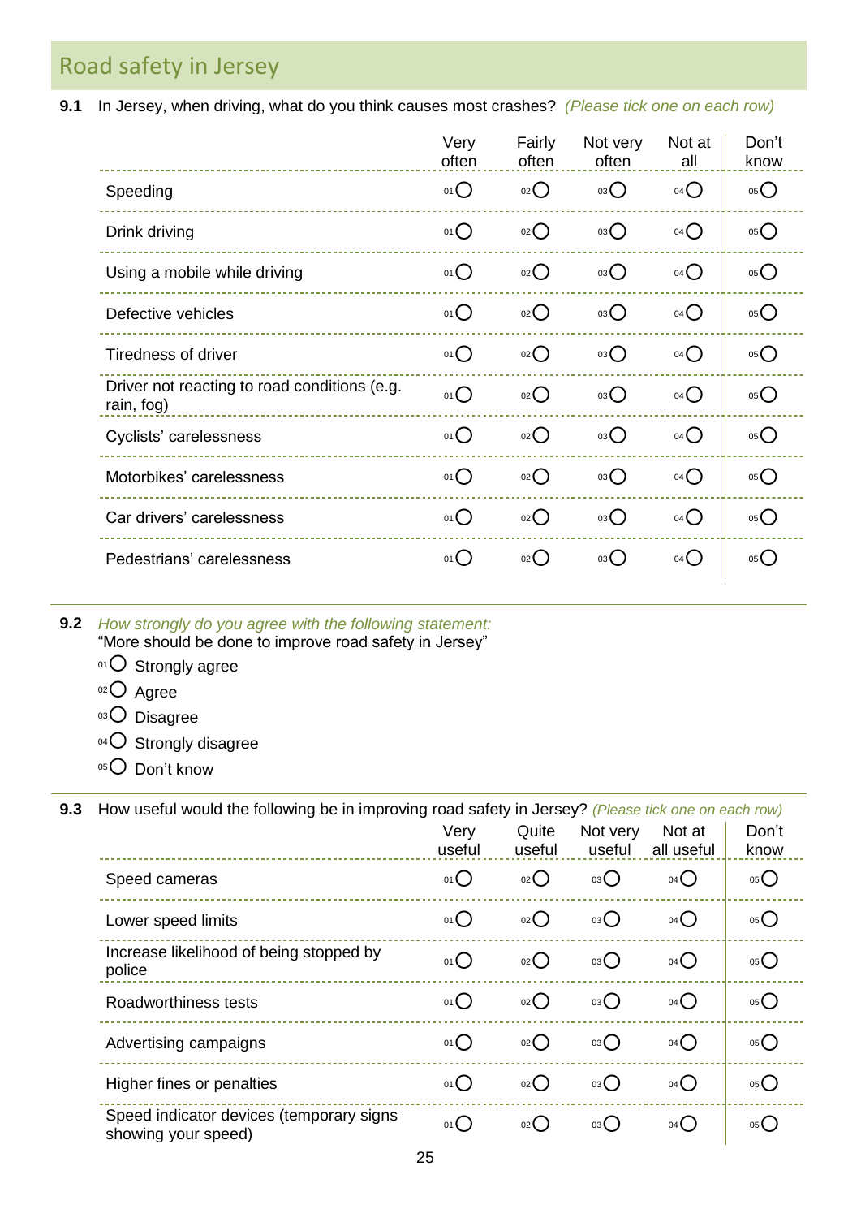## Road safety in Jersey

**9.1** In Jersey, when driving, what do you think causes most crashes? *(Please tick one on each row)*

| | Very often | Fairly often | Not very often | Not at all | Don't know |
|---|---|---|---|---|---|
| Speeding | 01 ○ | 02 ○ | 03 ○ | 04 ○ | 05 ○ |
| Drink driving | 01 ○ | 02 ○ | 03 ○ | 04 ○ | 05 ○ |
| Using a mobile while driving | 01 ○ | 02 ○ | 03 ○ | 04 ○ | 05 ○ |
| Defective vehicles | 01 ○ | 02 ○ | 03 ○ | 04 ○ | 05 ○ |
| Tiredness of driver | 01 ○ | 02 ○ | 03 ○ | 04 ○ | 05 ○ |
| Driver not reacting to road conditions (e.g. rain, fog) | 01 ○ | 02 ○ | 03 ○ | 04 ○ | 05 ○ |
| Cyclists' carelessness | 01 ○ | 02 ○ | 03 ○ | 04 ○ | 05 ○ |
| Motorbikes' carelessness | 01 ○ | 02 ○ | 03 ○ | 04 ○ | 05 ○ |
| Car drivers' carelessness | 01 ○ | 02 ○ | 03 ○ | 04 ○ | 05 ○ |
| Pedestrians' carelessness | 01 ○ | 02 ○ | 03 ○ | 04 ○ | 05 ○ |

**9.2** *How strongly do you agree with the following statement:*
"More should be done to improve road safety in Jersey"

- 01 ○ Strongly agree
- 02 ○ Agree
- 03 ○ Disagree
- 04 ○ Strongly disagree
- 05 ○ Don't know

**9.3** How useful would the following be in improving road safety in Jersey? *(Please tick one on each row)*

| | Very useful | Quite useful | Not very useful | Not at all useful | Don't know |
|---|---|---|---|---|---|
| Speed cameras | 01 ○ | 02 ○ | 03 ○ | 04 ○ | 05 ○ |
| Lower speed limits | 01 ○ | 02 ○ | 03 ○ | 04 ○ | 05 ○ |
| Increase likelihood of being stopped by police | 01 ○ | 02 ○ | 03 ○ | 04 ○ | 05 ○ |
| Roadworthiness tests | 01 ○ | 02 ○ | 03 ○ | 04 ○ | 05 ○ |
| Advertising campaigns | 01 ○ | 02 ○ | 03 ○ | 04 ○ | 05 ○ |
| Higher fines or penalties | 01 ○ | 02 ○ | 03 ○ | 04 ○ | 05 ○ |
| Speed indicator devices (temporary signs showing your speed) | 01 ○ | 02 ○ | 03 ○ | 04 ○ | 05 ○ |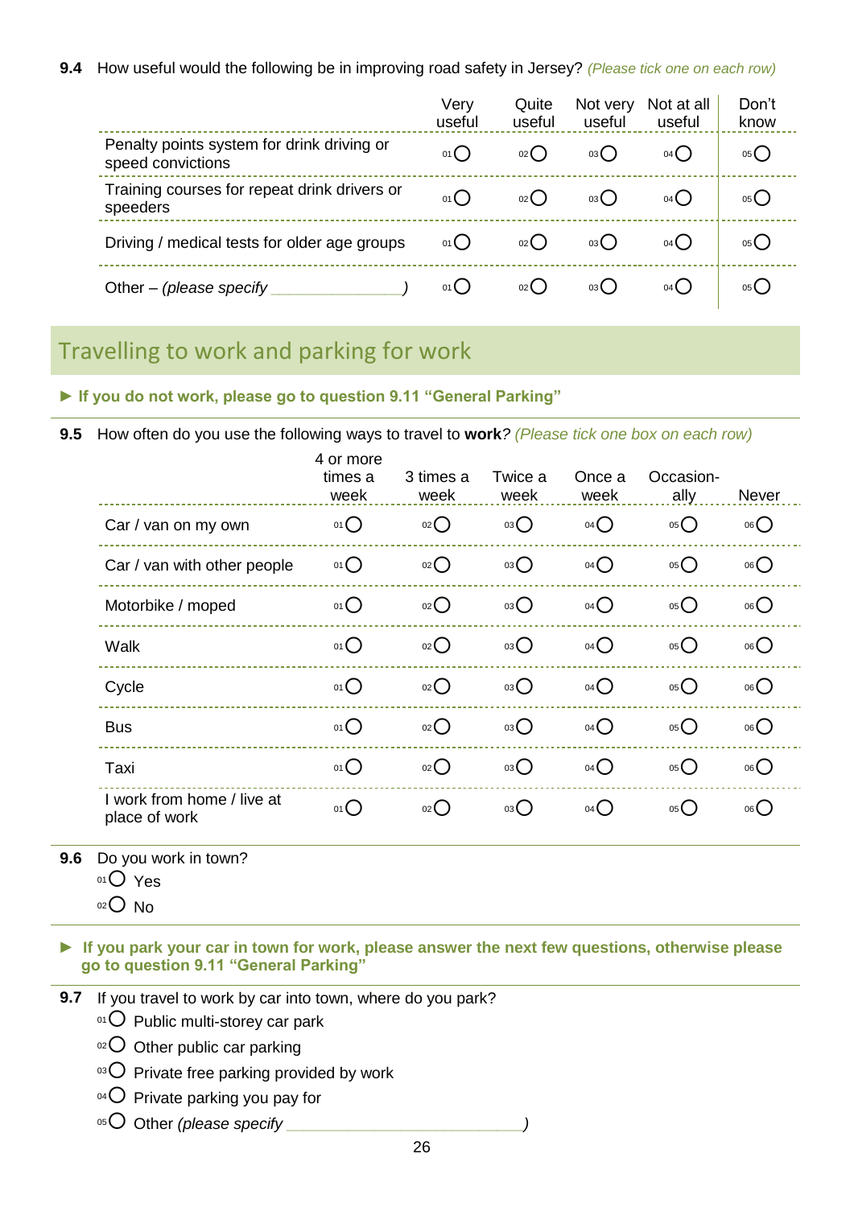**9.4** How useful would the following be in improving road safety in Jersey? *(Please tick one on each row)*

| | Very useful | Quite useful | Not very useful | Not at all useful | Don't know |
|---|---|---|---|---|---|
| Penalty points system for drink driving or speed convictions | 01 ○ | 02 ○ | 03 ○ | 04 ○ | 05 ○ |
| Training courses for repeat drink drivers or speeders | 01 ○ | 02 ○ | 03 ○ | 04 ○ | 05 ○ |
| Driving / medical tests for older age groups | 01 ○ | 02 ○ | 03 ○ | 04 ○ | 05 ○ |
| Other – *(please specify ______________)* | 01 ○ | 02 ○ | 03 ○ | 04 ○ | 05 ○ |

## Travelling to work and parking for work

► **If you do not work, please go to question 9.11 "General Parking"**

**9.5** How often do you use the following ways to travel to **work**? *(Please tick one box on each row)*

| | 4 or more times a week | 3 times a week | Twice a week | Once a week | Occasion-ally | Never |
|---|---|---|---|---|---|---|
| Car / van on my own | 01 ○ | 02 ○ | 03 ○ | 04 ○ | 05 ○ | 06 ○ |
| Car / van with other people | 01 ○ | 02 ○ | 03 ○ | 04 ○ | 05 ○ | 06 ○ |
| Motorbike / moped | 01 ○ | 02 ○ | 03 ○ | 04 ○ | 05 ○ | 06 ○ |
| Walk | 01 ○ | 02 ○ | 03 ○ | 04 ○ | 05 ○ | 06 ○ |
| Cycle | 01 ○ | 02 ○ | 03 ○ | 04 ○ | 05 ○ | 06 ○ |
| Bus | 01 ○ | 02 ○ | 03 ○ | 04 ○ | 05 ○ | 06 ○ |
| Taxi | 01 ○ | 02 ○ | 03 ○ | 04 ○ | 05 ○ | 06 ○ |
| I work from home / live at place of work | 01 ○ | 02 ○ | 03 ○ | 04 ○ | 05 ○ | 06 ○ |

**9.6** Do you work in town?

01 ○ Yes
02 ○ No

► **If you park your car in town for work, please answer the next few questions, otherwise please go to question 9.11 "General Parking"**

**9.7** If you travel to work by car into town, where do you park?

01 ○ Public multi-storey car park
02 ○ Other public car parking
03 ○ Private free parking provided by work
04 ○ Private parking you pay for
05 ○ Other *(please specify ___________________________)*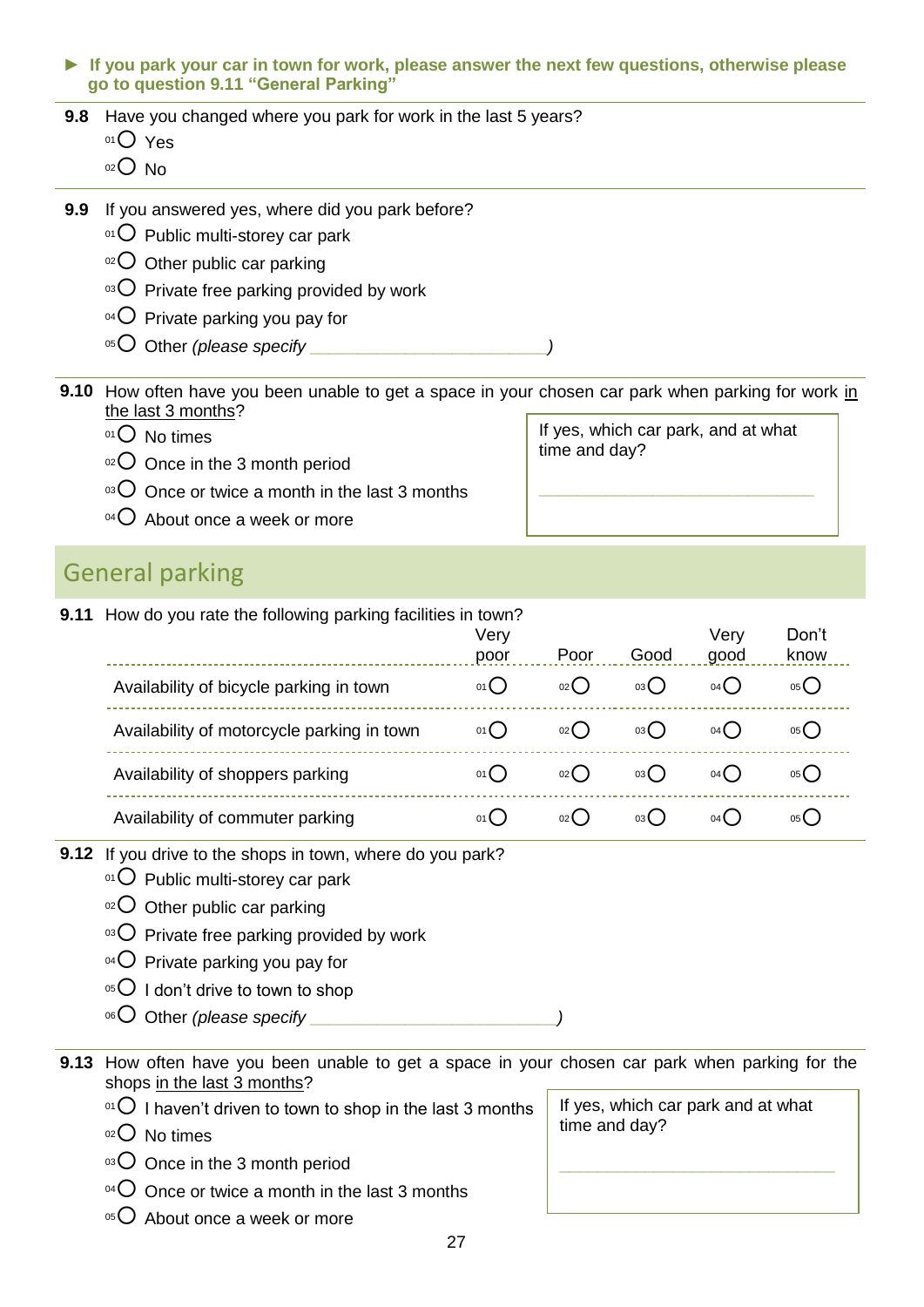► **If you park your car in town for work, please answer the next few questions, otherwise please go to question 9.11 "General Parking"**

**9.8** Have you changed where you park for work in the last 5 years?

- 01 ○ Yes
- 02 ○ No

**9.9** If you answered yes, where did you park before?

- 01 ○ Public multi-storey car park
- 02 ○ Other public car parking
- 03 ○ Private free parking provided by work
- 04 ○ Private parking you pay for
- 05 ○ Other *(please specify \_\_\_\_\_\_\_\_\_\_\_\_\_\_\_\_\_\_\_\_\_\_\_\_\_\_)*

**9.10** How often have you been unable to get a space in your chosen car park when parking for work <u>in the last 3 months</u>?

- 01 ○ No times
- 02 ○ Once in the 3 month period
- 03 ○ Once or twice a month in the last 3 months
- 04 ○ About once a week or more

If yes, which car park, and at what time and day?

\_\_\_\_\_\_\_\_\_\_\_\_\_\_\_\_\_\_\_\_\_\_\_\_\_\_\_\_\_\_

## General parking

**9.11** How do you rate the following parking facilities in town?

| | Very poor | Poor | Good | Very good | Don't know |
|---|---|---|---|---|---|
| Availability of bicycle parking in town | 01 ○ | 02 ○ | 03 ○ | 04 ○ | 05 ○ |
| Availability of motorcycle parking in town | 01 ○ | 02 ○ | 03 ○ | 04 ○ | 05 ○ |
| Availability of shoppers parking | 01 ○ | 02 ○ | 03 ○ | 04 ○ | 05 ○ |
| Availability of commuter parking | 01 ○ | 02 ○ | 03 ○ | 04 ○ | 05 ○ |

**9.12** If you drive to the shops in town, where do you park?

- 01 ○ Public multi-storey car park
- 02 ○ Other public car parking
- 03 ○ Private free parking provided by work
- 04 ○ Private parking you pay for
- 05 ○ I don't drive to town to shop
- 06 ○ Other *(please specify \_\_\_\_\_\_\_\_\_\_\_\_\_\_\_\_\_\_\_\_\_\_\_\_\_\_)*

**9.13** How often have you been unable to get a space in your chosen car park when parking for the shops <u>in the last 3 months</u>?

- 01 ○ I haven't driven to town to shop in the last 3 months
- 02 ○ No times
- 03 ○ Once in the 3 month period
- 04 ○ Once or twice a month in the last 3 months
- 05 ○ About once a week or more

If yes, which car park and at what time and day?

\_\_\_\_\_\_\_\_\_\_\_\_\_\_\_\_\_\_\_\_\_\_\_\_\_\_\_\_\_\_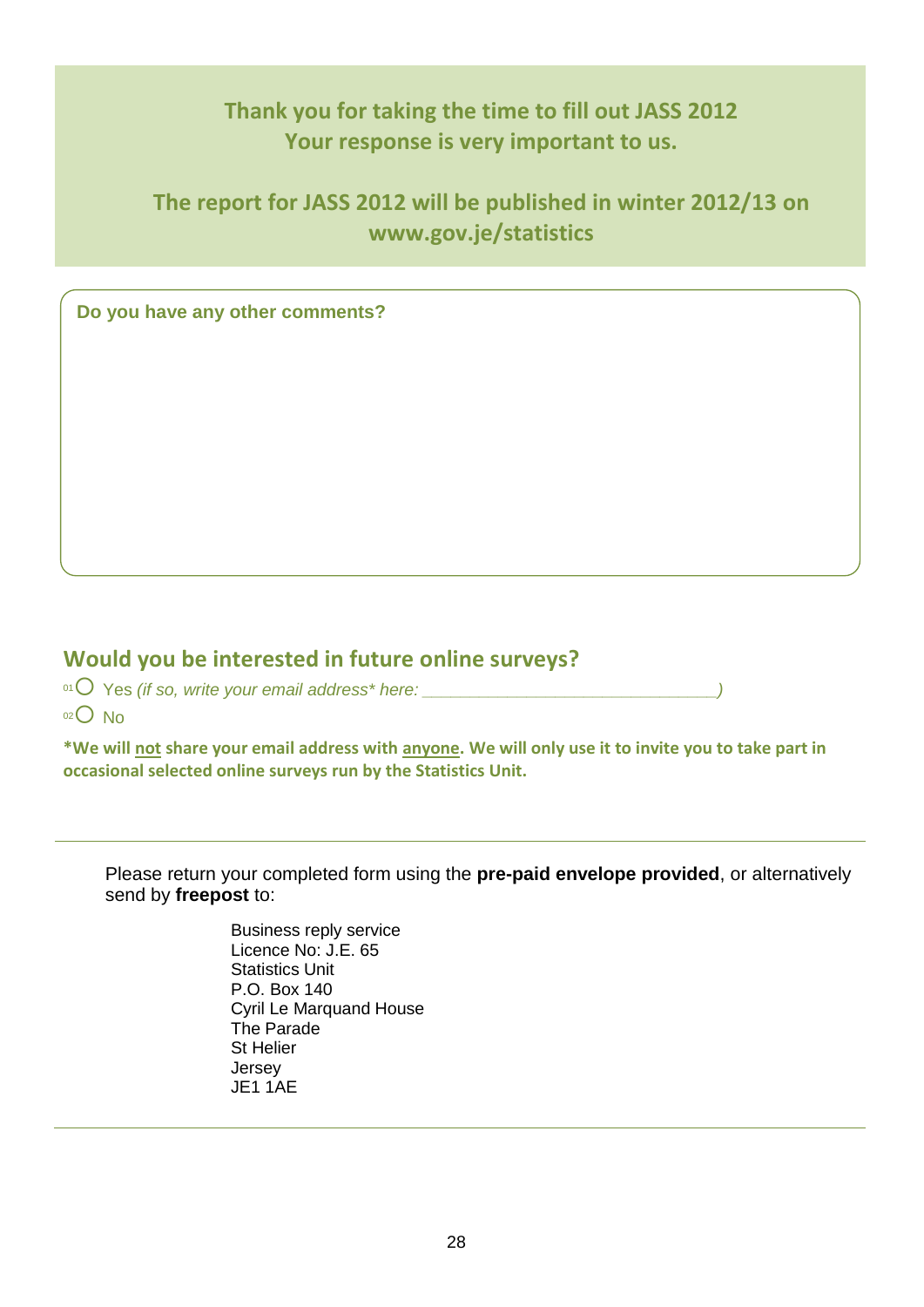**Thank you for taking the time to fill out JASS 2012**
**Your response is very important to us.**

**The report for JASS 2012 will be published in winter 2012/13 on www.gov.je/statistics**

**Do you have any other comments?**

## Would you be interested in future online surveys?

01 ○ Yes *(if so, write your email address* here: ______________________________)*

02 ○ No

**\*We will not share your email address with anyone. We will only use it to invite you to take part in occasional selected online surveys run by the Statistics Unit.**

---

Please return your completed form using the **pre-paid envelope provided**, or alternatively send by **freepost** to:

Business reply service
Licence No: J.E. 65
Statistics Unit
P.O. Box 140
Cyril Le Marquand House
The Parade
St Helier
Jersey
JE1 1AE